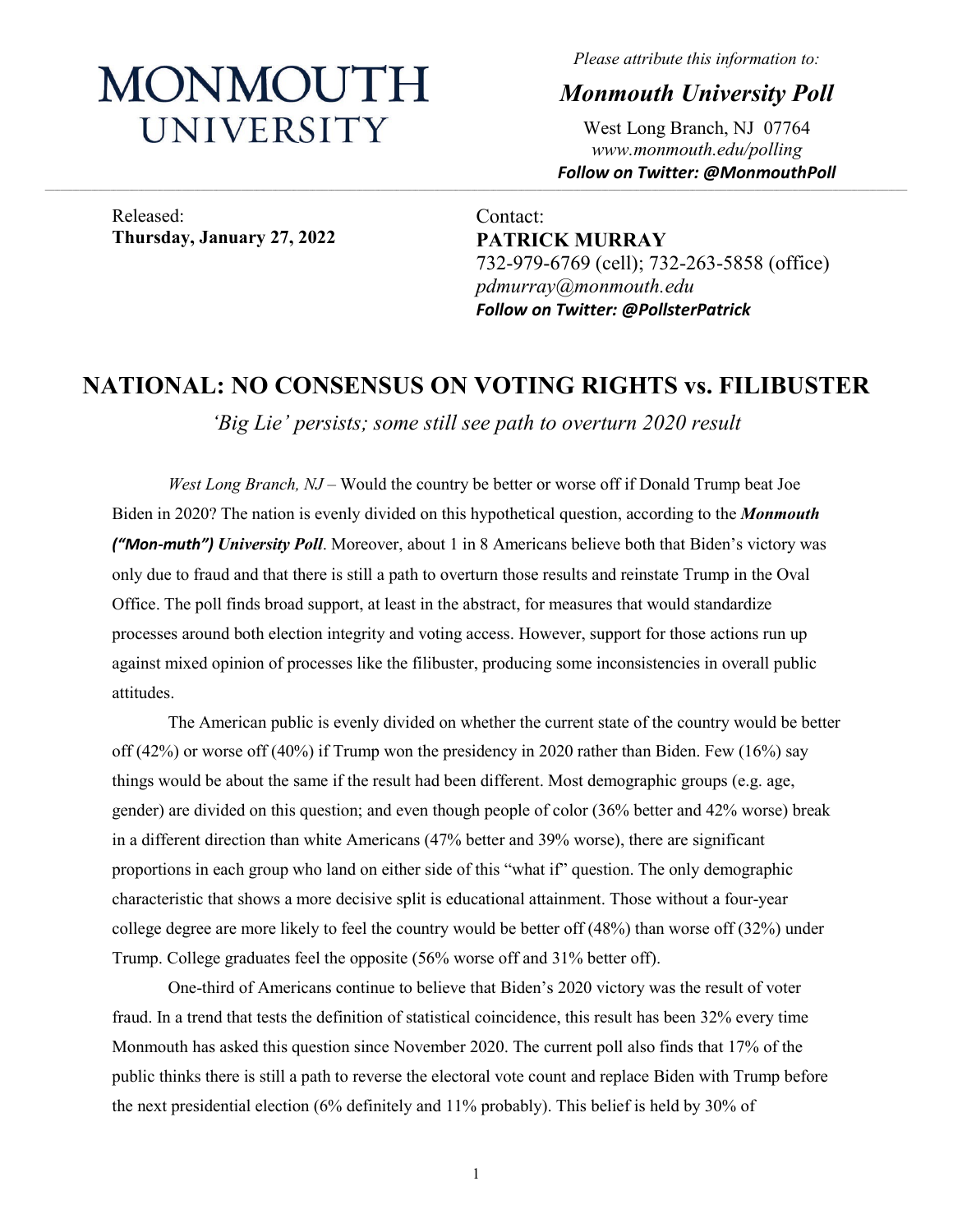# MONMOUTH UNIVERSITY

*Please attribute this information to:*

***Monmouth University Poll***

West Long Branch, NJ 07764
*www.monmouth.edu/polling*
***Follow on Twitter: @MonmouthPoll***

---

Released:
**Thursday, January 27, 2022**

Contact:
**PATRICK MURRAY**
732-979-6769 (cell); 732-263-5858 (office)
*pdmurray@monmouth.edu*
***Follow on Twitter: @PollsterPatrick***

## NATIONAL: NO CONSENSUS ON VOTING RIGHTS vs. FILIBUSTER

*'Big Lie' persists; some still see path to overturn 2020 result*

*West Long Branch, NJ* – Would the country be better or worse off if Donald Trump beat Joe Biden in 2020? The nation is evenly divided on this hypothetical question, according to the ***Monmouth ("Mon-muth") University Poll***. Moreover, about 1 in 8 Americans believe both that Biden's victory was only due to fraud and that there is still a path to overturn those results and reinstate Trump in the Oval Office. The poll finds broad support, at least in the abstract, for measures that would standardize processes around both election integrity and voting access. However, support for those actions run up against mixed opinion of processes like the filibuster, producing some inconsistencies in overall public attitudes.

The American public is evenly divided on whether the current state of the country would be better off (42%) or worse off (40%) if Trump won the presidency in 2020 rather than Biden. Few (16%) say things would be about the same if the result had been different. Most demographic groups (e.g. age, gender) are divided on this question; and even though people of color (36% better and 42% worse) break in a different direction than white Americans (47% better and 39% worse), there are significant proportions in each group who land on either side of this "what if" question. The only demographic characteristic that shows a more decisive split is educational attainment. Those without a four-year college degree are more likely to feel the country would be better off (48%) than worse off (32%) under Trump. College graduates feel the opposite (56% worse off and 31% better off).

One-third of Americans continue to believe that Biden's 2020 victory was the result of voter fraud. In a trend that tests the definition of statistical coincidence, this result has been 32% every time Monmouth has asked this question since November 2020. The current poll also finds that 17% of the public thinks there is still a path to reverse the electoral vote count and replace Biden with Trump before the next presidential election (6% definitely and 11% probably). This belief is held by 30% of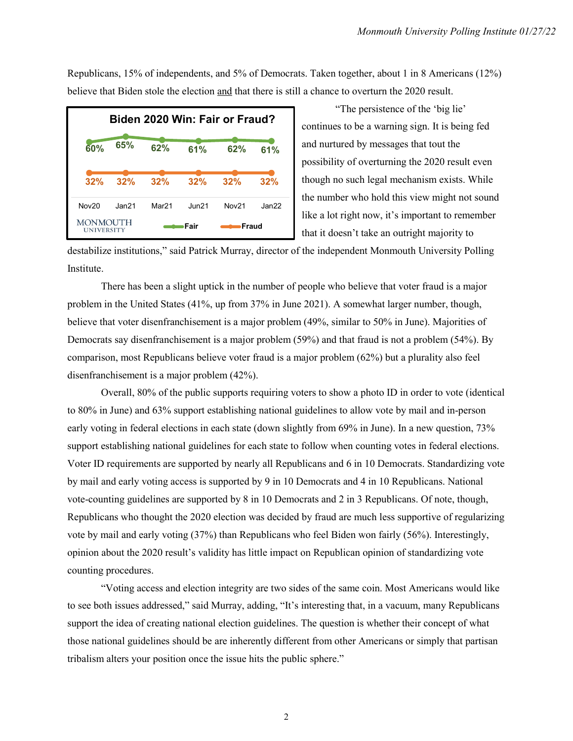Republicans, 15% of independents, and 5% of Democrats. Taken together, about 1 in 8 Americans (12%) believe that Biden stole the election and that there is still a chance to overturn the 2020 result.

**Biden 2020 Win: Fair or Fraud?**

| | Nov20 | Jan21 | Mar21 | Jun21 | Nov21 | Jan22 |
|---|---|---|---|---|---|---|
| Fair | 60% | 65% | 62% | 61% | 62% | 61% |
| Fraud | 32% | 32% | 32% | 32% | 32% | 32% |

MONMOUTH UNIVERSITY

"The persistence of the 'big lie' continues to be a warning sign. It is being fed and nurtured by messages that tout the possibility of overturning the 2020 result even though no such legal mechanism exists. While the number who hold this view might not sound like a lot right now, it's important to remember that it doesn't take an outright majority to destabilize institutions," said Patrick Murray, director of the independent Monmouth University Polling Institute.

There has been a slight uptick in the number of people who believe that voter fraud is a major problem in the United States (41%, up from 37% in June 2021). A somewhat larger number, though, believe that voter disenfranchisement is a major problem (49%, similar to 50% in June). Majorities of Democrats say disenfranchisement is a major problem (59%) and that fraud is not a problem (54%). By comparison, most Republicans believe voter fraud is a major problem (62%) but a plurality also feel disenfranchisement is a major problem (42%).

Overall, 80% of the public supports requiring voters to show a photo ID in order to vote (identical to 80% in June) and 63% support establishing national guidelines to allow vote by mail and in-person early voting in federal elections in each state (down slightly from 69% in June). In a new question, 73% support establishing national guidelines for each state to follow when counting votes in federal elections. Voter ID requirements are supported by nearly all Republicans and 6 in 10 Democrats. Standardizing vote by mail and early voting access is supported by 9 in 10 Democrats and 4 in 10 Republicans. National vote-counting guidelines are supported by 8 in 10 Democrats and 2 in 3 Republicans. Of note, though, Republicans who thought the 2020 election was decided by fraud are much less supportive of regularizing vote by mail and early voting (37%) than Republicans who feel Biden won fairly (56%). Interestingly, opinion about the 2020 result's validity has little impact on Republican opinion of standardizing vote counting procedures.

"Voting access and election integrity are two sides of the same coin. Most Americans would like to see both issues addressed," said Murray, adding, "It's interesting that, in a vacuum, many Republicans support the idea of creating national election guidelines. The question is whether their concept of what those national guidelines should be are inherently different from other Americans or simply that partisan tribalism alters your position once the issue hits the public sphere."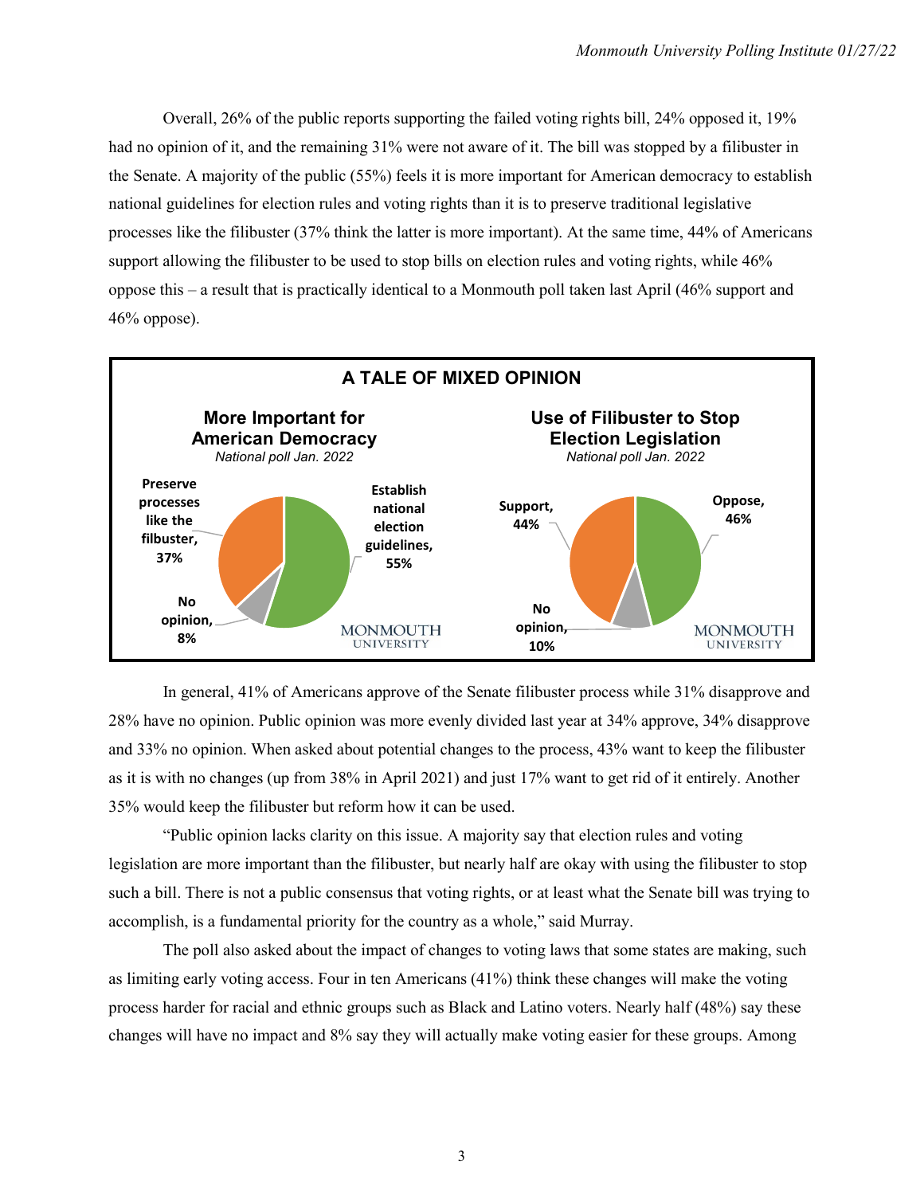Overall, 26% of the public reports supporting the failed voting rights bill, 24% opposed it, 19% had no opinion of it, and the remaining 31% were not aware of it. The bill was stopped by a filibuster in the Senate. A majority of the public (55%) feels it is more important for American democracy to establish national guidelines for election rules and voting rights than it is to preserve traditional legislative processes like the filibuster (37% think the latter is more important). At the same time, 44% of Americans support allowing the filibuster to be used to stop bills on election rules and voting rights, while 46% oppose this – a result that is practically identical to a Monmouth poll taken last April (46% support and 46% oppose).

**A TALE OF MIXED OPINION**

**More Important for American Democracy**
*National poll Jan. 2022*

- Establish national election guidelines, 55%
- Preserve processes like the filbuster, 37%
- No opinion, 8%

**Use of Filibuster to Stop Election Legislation**
*National poll Jan. 2022*

- Oppose, 46%
- Support, 44%
- No opinion, 10%

In general, 41% of Americans approve of the Senate filibuster process while 31% disapprove and 28% have no opinion. Public opinion was more evenly divided last year at 34% approve, 34% disapprove and 33% no opinion. When asked about potential changes to the process, 43% want to keep the filibuster as it is with no changes (up from 38% in April 2021) and just 17% want to get rid of it entirely. Another 35% would keep the filibuster but reform how it can be used.

"Public opinion lacks clarity on this issue. A majority say that election rules and voting legislation are more important than the filibuster, but nearly half are okay with using the filibuster to stop such a bill. There is not a public consensus that voting rights, or at least what the Senate bill was trying to accomplish, is a fundamental priority for the country as a whole," said Murray.

The poll also asked about the impact of changes to voting laws that some states are making, such as limiting early voting access. Four in ten Americans (41%) think these changes will make the voting process harder for racial and ethnic groups such as Black and Latino voters. Nearly half (48%) say these changes will have no impact and 8% say they will actually make voting easier for these groups. Among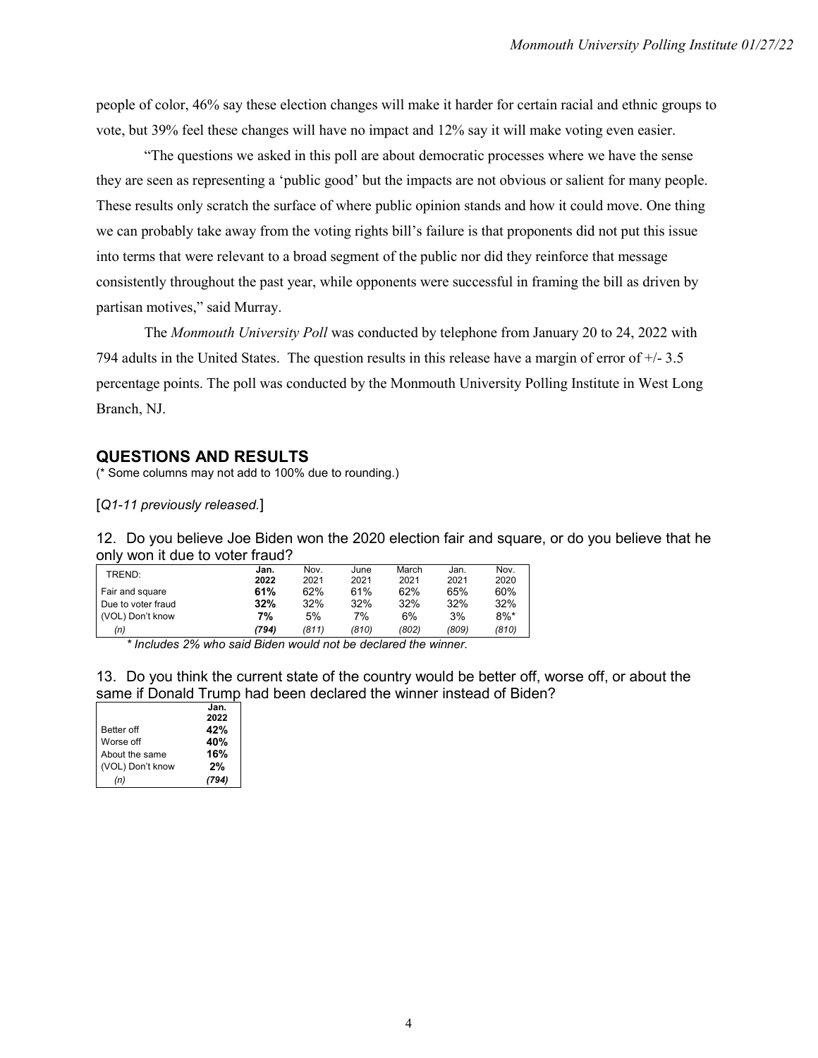people of color, 46% say these election changes will make it harder for certain racial and ethnic groups to vote, but 39% feel these changes will have no impact and 12% say it will make voting even easier.

"The questions we asked in this poll are about democratic processes where we have the sense they are seen as representing a 'public good' but the impacts are not obvious or salient for many people. These results only scratch the surface of where public opinion stands and how it could move. One thing we can probably take away from the voting rights bill's failure is that proponents did not put this issue into terms that were relevant to a broad segment of the public nor did they reinforce that message consistently throughout the past year, while opponents were successful in framing the bill as driven by partisan motives," said Murray.

The *Monmouth University Poll* was conducted by telephone from January 20 to 24, 2022 with 794 adults in the United States. The question results in this release have a margin of error of +/- 3.5 percentage points. The poll was conducted by the Monmouth University Polling Institute in West Long Branch, NJ.

## QUESTIONS AND RESULTS

(* Some columns may not add to 100% due to rounding.)

[*Q1-11 previously released.*]

12. Do you believe Joe Biden won the 2020 election fair and square, or do you believe that he only won it due to voter fraud?

| TREND: | **Jan. 2022** | Nov. 2021 | June 2021 | March 2021 | Jan. 2021 | Nov. 2020 |
|---|---|---|---|---|---|---|
| Fair and square | **61%** | 62% | 61% | 62% | 65% | 60% |
| Due to voter fraud | **32%** | 32% | 32% | 32% | 32% | 32% |
| (VOL) Don't know | **7%** | 5% | 7% | 6% | 3% | 8%* |
| *(n)* | ***(794)*** | *(811)* | *(810)* | *(802)* | *(809)* | *(810)* |

*\* Includes 2% who said Biden would not be declared the winner.*

13. Do you think the current state of the country would be better off, worse off, or about the same if Donald Trump had been declared the winner instead of Biden?

| | **Jan. 2022** |
|---|---|
| Better off | **42%** |
| Worse off | **40%** |
| About the same | **16%** |
| (VOL) Don't know | **2%** |
| *(n)* | ***(794)*** |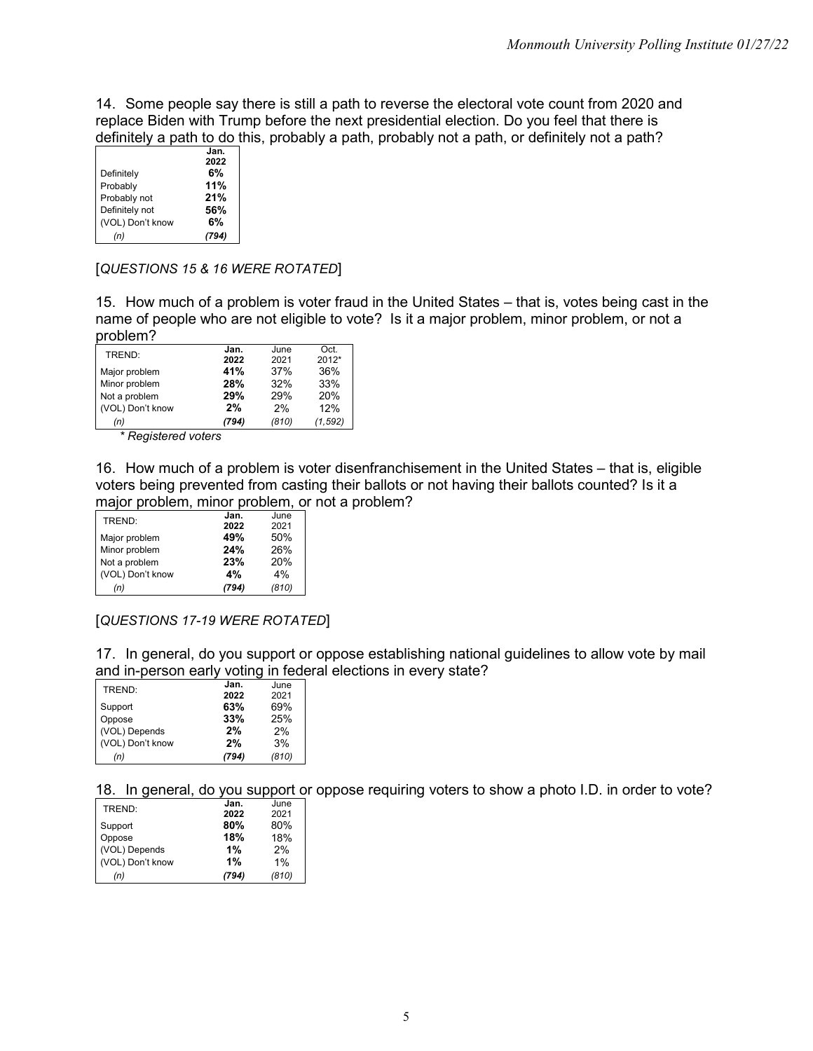14. Some people say there is still a path to reverse the electoral vote count from 2020 and replace Biden with Trump before the next presidential election. Do you feel that there is definitely a path to do this, probably a path, probably not a path, or definitely not a path?

| | **Jan. 2022** |
|---|---|
| Definitely | **6%** |
| Probably | **11%** |
| Probably not | **21%** |
| Definitely not | **56%** |
| (VOL) Don't know | **6%** |
| *(n)* | ***(794)*** |

[*QUESTIONS 15 & 16 WERE ROTATED*]

15. How much of a problem is voter fraud in the United States – that is, votes being cast in the name of people who are not eligible to vote? Is it a major problem, minor problem, or not a problem?

| TREND: | **Jan. 2022** | June 2021 | Oct. 2012* |
|---|---|---|---|
| Major problem | **41%** | 37% | 36% |
| Minor problem | **28%** | 32% | 33% |
| Not a problem | **29%** | 29% | 20% |
| (VOL) Don't know | **2%** | 2% | 12% |
| *(n)* | ***(794)*** | *(810)* | *(1,592)* |

*\* Registered voters*

16. How much of a problem is voter disenfranchisement in the United States – that is, eligible voters being prevented from casting their ballots or not having their ballots counted? Is it a major problem, minor problem, or not a problem?

| TREND: | **Jan. 2022** | June 2021 |
|---|---|---|
| Major problem | **49%** | 50% |
| Minor problem | **24%** | 26% |
| Not a problem | **23%** | 20% |
| (VOL) Don't know | **4%** | 4% |
| *(n)* | ***(794)*** | *(810)* |

[*QUESTIONS 17-19 WERE ROTATED*]

17. In general, do you support or oppose establishing national guidelines to allow vote by mail and in-person early voting in federal elections in every state?

| TREND: | **Jan. 2022** | June 2021 |
|---|---|---|
| Support | **63%** | 69% |
| Oppose | **33%** | 25% |
| (VOL) Depends | **2%** | 2% |
| (VOL) Don't know | **2%** | 3% |
| *(n)* | ***(794)*** | *(810)* |

18. In general, do you support or oppose requiring voters to show a photo I.D. in order to vote?

| TREND: | **Jan. 2022** | June 2021 |
|---|---|---|
| Support | **80%** | 80% |
| Oppose | **18%** | 18% |
| (VOL) Depends | **1%** | 2% |
| (VOL) Don't know | **1%** | 1% |
| *(n)* | ***(794)*** | *(810)* |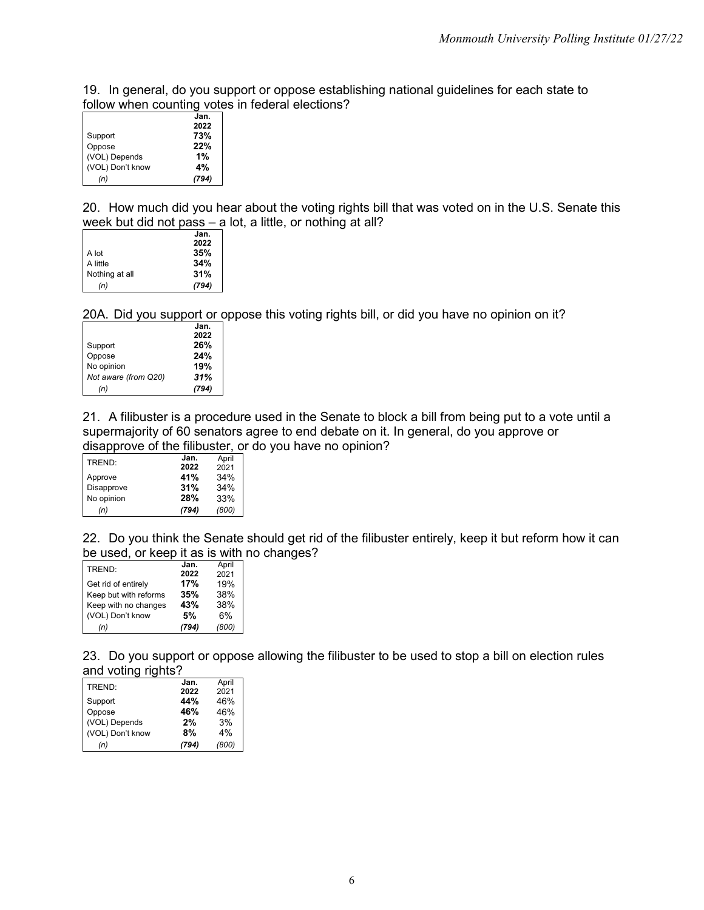19. In general, do you support or oppose establishing national guidelines for each state to follow when counting votes in federal elections?

| | Jan. 2022 |
|---|---|
| Support | **73%** |
| Oppose | **22%** |
| (VOL) Depends | **1%** |
| (VOL) Don't know | **4%** |
| *(n)* | ***(794)*** |

20. How much did you hear about the voting rights bill that was voted on in the U.S. Senate this week but did not pass – a lot, a little, or nothing at all?

| | Jan. 2022 |
|---|---|
| A lot | **35%** |
| A little | **34%** |
| Nothing at all | **31%** |
| *(n)* | ***(794)*** |

20A. Did you support or oppose this voting rights bill, or did you have no opinion on it?

| | Jan. 2022 |
|---|---|
| Support | **26%** |
| Oppose | **24%** |
| No opinion | **19%** |
| *Not aware (from Q20)* | ***31%*** |
| *(n)* | ***(794)*** |

21. A filibuster is a procedure used in the Senate to block a bill from being put to a vote until a supermajority of 60 senators agree to end debate on it. In general, do you approve or disapprove of the filibuster, or do you have no opinion?

| TREND: | Jan. 2022 | April 2021 |
|---|---|---|
| Approve | **41%** | 34% |
| Disapprove | **31%** | 34% |
| No opinion | **28%** | 33% |
| *(n)* | ***(794)*** | *(800)* |

22. Do you think the Senate should get rid of the filibuster entirely, keep it but reform how it can be used, or keep it as is with no changes?

| TREND: | Jan. 2022 | April 2021 |
|---|---|---|
| Get rid of entirely | **17%** | 19% |
| Keep but with reforms | **35%** | 38% |
| Keep with no changes | **43%** | 38% |
| (VOL) Don't know | **5%** | 6% |
| *(n)* | ***(794)*** | *(800)* |

23. Do you support or oppose allowing the filibuster to be used to stop a bill on election rules and voting rights?

| TREND: | Jan. 2022 | April 2021 |
|---|---|---|
| Support | **44%** | 46% |
| Oppose | **46%** | 46% |
| (VOL) Depends | **2%** | 3% |
| (VOL) Don't know | **8%** | 4% |
| *(n)* | ***(794)*** | *(800)* |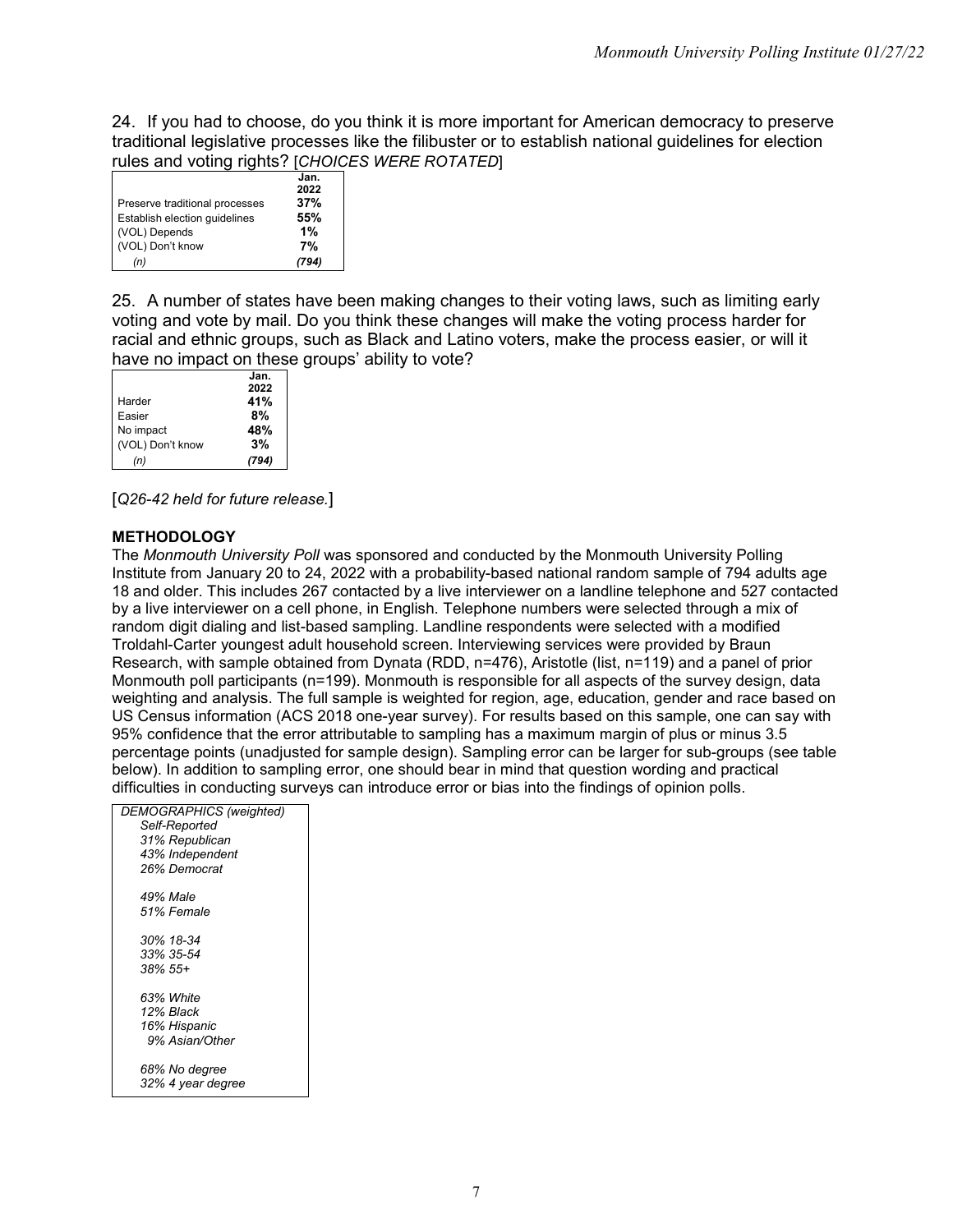24. If you had to choose, do you think it is more important for American democracy to preserve traditional legislative processes like the filibuster or to establish national guidelines for election rules and voting rights? [*CHOICES WERE ROTATED*]

| | Jan. 2022 |
|---|---|
| Preserve traditional processes | **37%** |
| Establish election guidelines | **55%** |
| (VOL) Depends | **1%** |
| (VOL) Don't know | **7%** |
| *(n)* | ***(794)*** |

25. A number of states have been making changes to their voting laws, such as limiting early voting and vote by mail. Do you think these changes will make the voting process harder for racial and ethnic groups, such as Black and Latino voters, make the process easier, or will it have no impact on these groups' ability to vote?

| | Jan. 2022 |
|---|---|
| Harder | **41%** |
| Easier | **8%** |
| No impact | **48%** |
| (VOL) Don't know | **3%** |
| *(n)* | ***(794)*** |

[*Q26-42 held for future release.*]

**METHODOLOGY**

The *Monmouth University Poll* was sponsored and conducted by the Monmouth University Polling Institute from January 20 to 24, 2022 with a probability-based national random sample of 794 adults age 18 and older. This includes 267 contacted by a live interviewer on a landline telephone and 527 contacted by a live interviewer on a cell phone, in English. Telephone numbers were selected through a mix of random digit dialing and list-based sampling. Landline respondents were selected with a modified Troldahl-Carter youngest adult household screen. Interviewing services were provided by Braun Research, with sample obtained from Dynata (RDD, n=476), Aristotle (list, n=119) and a panel of prior Monmouth poll participants (n=199). Monmouth is responsible for all aspects of the survey design, data weighting and analysis. The full sample is weighted for region, age, education, gender and race based on US Census information (ACS 2018 one-year survey). For results based on this sample, one can say with 95% confidence that the error attributable to sampling has a maximum margin of plus or minus 3.5 percentage points (unadjusted for sample design). Sampling error can be larger for sub-groups (see table below). In addition to sampling error, one should bear in mind that question wording and practical difficulties in conducting surveys can introduce error or bias into the findings of opinion polls.

| *DEMOGRAPHICS (weighted)* |
|---|
| *Self-Reported* |
| *31% Republican* |
| *43% Independent* |
| *26% Democrat* |
| |
| *49% Male* |
| *51% Female* |
| |
| *30% 18-34* |
| *33% 35-54* |
| *38% 55+* |
| |
| *63% White* |
| *12% Black* |
| *16% Hispanic* |
| *9% Asian/Other* |
| |
| *68% No degree* |
| *32% 4 year degree* |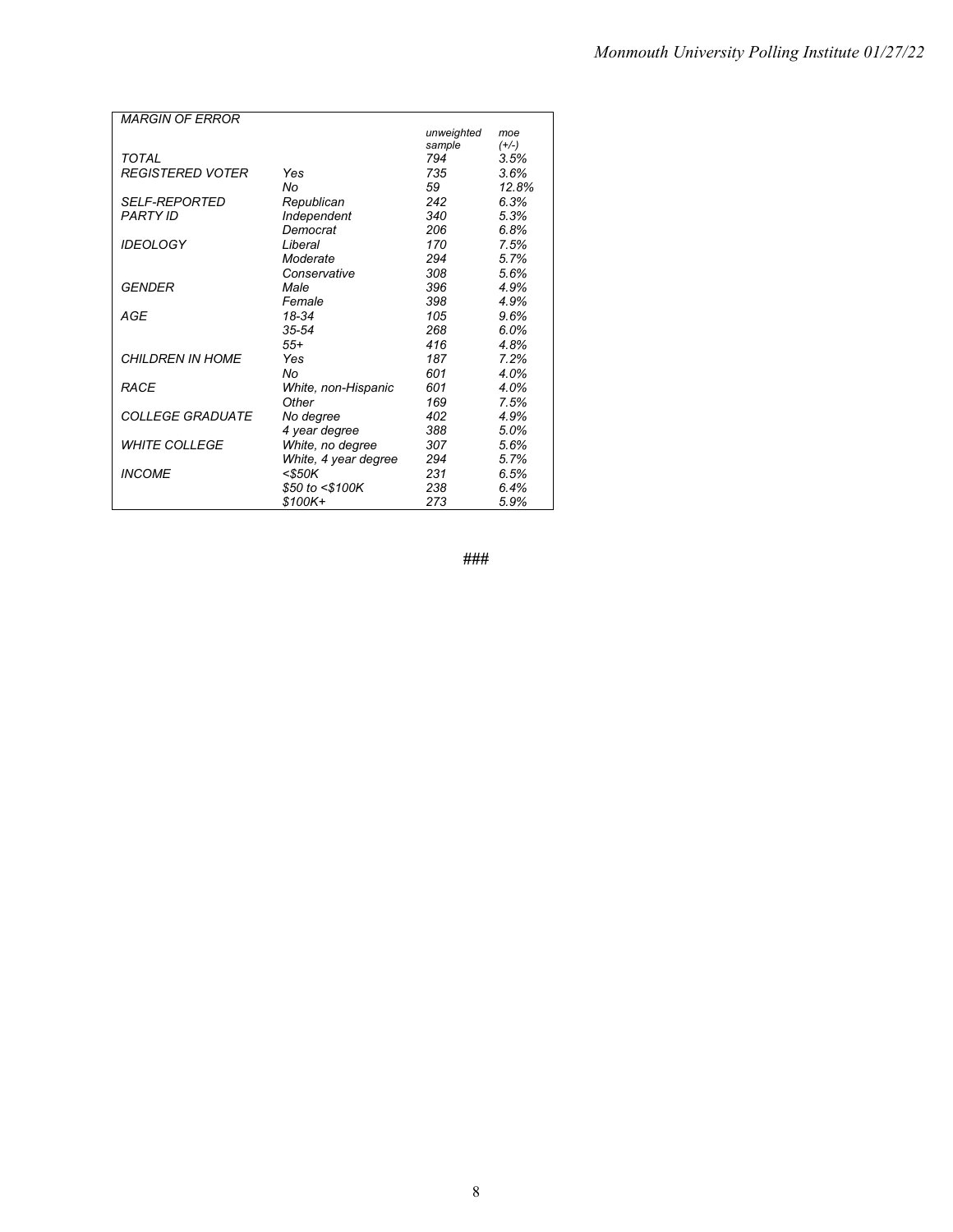| *MARGIN OF ERROR* | | *unweighted sample* | *moe (+/-)* |
|---|---|---|---|
| *TOTAL* | | *794* | *3.5%* |
| *REGISTERED VOTER* | *Yes* | *735* | *3.6%* |
| | *No* | *59* | *12.8%* |
| *SELF-REPORTED PARTY ID* | *Republican* | *242* | *6.3%* |
| | *Independent* | *340* | *5.3%* |
| | *Democrat* | *206* | *6.8%* |
| *IDEOLOGY* | *Liberal* | *170* | *7.5%* |
| | *Moderate* | *294* | *5.7%* |
| | *Conservative* | *308* | *5.6%* |
| *GENDER* | *Male* | *396* | *4.9%* |
| | *Female* | *398* | *4.9%* |
| *AGE* | *18-34* | *105* | *9.6%* |
| | *35-54* | *268* | *6.0%* |
| | *55+* | *416* | *4.8%* |
| *CHILDREN IN HOME* | *Yes* | *187* | *7.2%* |
| | *No* | *601* | *4.0%* |
| *RACE* | *White, non-Hispanic* | *601* | *4.0%* |
| | *Other* | *169* | *7.5%* |
| *COLLEGE GRADUATE* | *No degree* | *402* | *4.9%* |
| | *4 year degree* | *388* | *5.0%* |
| *WHITE COLLEGE* | *White, no degree* | *307* | *5.6%* |
| | *White, 4 year degree* | *294* | *5.7%* |
| *INCOME* | *<$50K* | *231* | *6.5%* |
| | *$50 to <$100K* | *238* | *6.4%* |
| | *$100K+* | *273* | *5.9%* |

###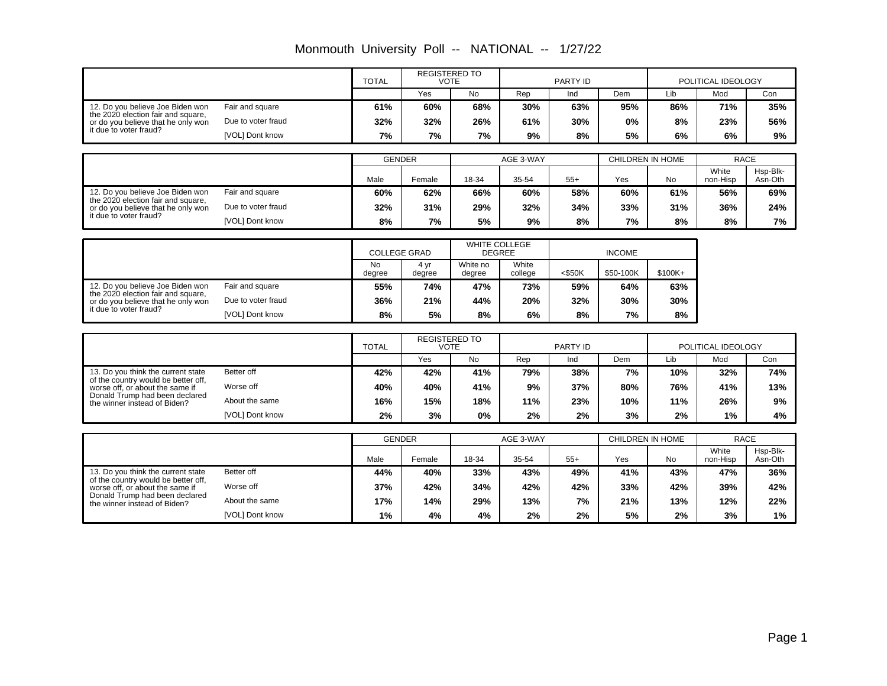# Monmouth University Poll -- NATIONAL -- 1/27/22

| | | TOTAL | REGISTERED TO VOTE | | PARTY ID | | | POLITICAL IDEOLOGY | | |
|---|---|---|---|---|---|---|---|---|---|---|
| | | | Yes | No | Rep | Ind | Dem | Lib | Mod | Con |
| 12. Do you believe Joe Biden won the 2020 election fair and square, or do you believe that he only won it due to voter fraud? | Fair and square | 61% | 60% | 68% | 30% | 63% | 95% | 86% | 71% | 35% |
| | Due to voter fraud | 32% | 32% | 26% | 61% | 30% | 0% | 8% | 23% | 56% |
| | [VOL] Dont know | 7% | 7% | 7% | 9% | 8% | 5% | 6% | 6% | 9% |

| | | GENDER | | AGE 3-WAY | | | CHILDREN IN HOME | | RACE | |
|---|---|---|---|---|---|---|---|---|---|---|
| | | Male | Female | 18-34 | 35-54 | 55+ | Yes | No | White non-Hisp | Hsp-Blk-Asn-Oth |
| 12. Do you believe Joe Biden won the 2020 election fair and square, or do you believe that he only won it due to voter fraud? | Fair and square | 60% | 62% | 66% | 60% | 58% | 60% | 61% | 56% | 69% |
| | Due to voter fraud | 32% | 31% | 29% | 32% | 34% | 33% | 31% | 36% | 24% |
| | [VOL] Dont know | 8% | 7% | 5% | 9% | 8% | 7% | 8% | 8% | 7% |

| | | COLLEGE GRAD | | WHITE COLLEGE DEGREE | | INCOME | | |
|---|---|---|---|---|---|---|---|---|
| | | No degree | 4 yr degree | White no degree | White college | <$50K | $50-100K | $100K+ |
| 12. Do you believe Joe Biden won the 2020 election fair and square, or do you believe that he only won it due to voter fraud? | Fair and square | 55% | 74% | 47% | 73% | 59% | 64% | 63% |
| | Due to voter fraud | 36% | 21% | 44% | 20% | 32% | 30% | 30% |
| | [VOL] Dont know | 8% | 5% | 8% | 6% | 8% | 7% | 8% |

| | | TOTAL | REGISTERED TO VOTE | | PARTY ID | | | POLITICAL IDEOLOGY | | |
|---|---|---|---|---|---|---|---|---|---|---|
| | | | Yes | No | Rep | Ind | Dem | Lib | Mod | Con |
| 13. Do you think the current state of the country would be better off, worse off, or about the same if Donald Trump had been declared the winner instead of Biden? | Better off | 42% | 42% | 41% | 79% | 38% | 7% | 10% | 32% | 74% |
| | Worse off | 40% | 40% | 41% | 9% | 37% | 80% | 76% | 41% | 13% |
| | About the same | 16% | 15% | 18% | 11% | 23% | 10% | 11% | 26% | 9% |
| | [VOL] Dont know | 2% | 3% | 0% | 2% | 2% | 3% | 2% | 1% | 4% |

| | | GENDER | | AGE 3-WAY | | | CHILDREN IN HOME | | RACE | |
|---|---|---|---|---|---|---|---|---|---|---|
| | | Male | Female | 18-34 | 35-54 | 55+ | Yes | No | White non-Hisp | Hsp-Blk-Asn-Oth |
| 13. Do you think the current state of the country would be better off, worse off, or about the same if Donald Trump had been declared the winner instead of Biden? | Better off | 44% | 40% | 33% | 43% | 49% | 41% | 43% | 47% | 36% |
| | Worse off | 37% | 42% | 34% | 42% | 42% | 33% | 42% | 39% | 42% |
| | About the same | 17% | 14% | 29% | 13% | 7% | 21% | 13% | 12% | 22% |
| | [VOL] Dont know | 1% | 4% | 4% | 2% | 2% | 5% | 2% | 3% | 1% |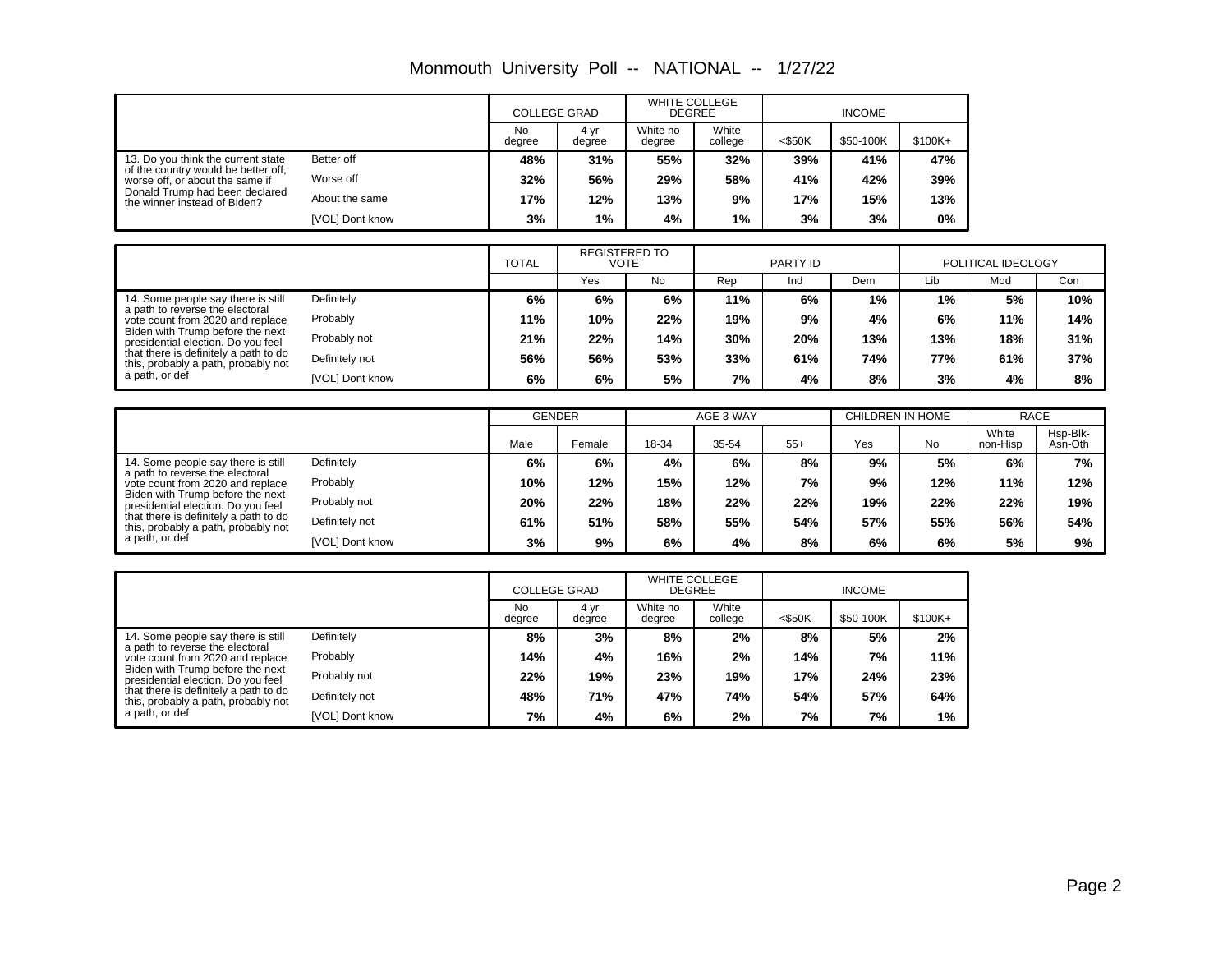# Monmouth University Poll -- NATIONAL -- 1/27/22

| | | COLLEGE GRAD | | WHITE COLLEGE DEGREE | | INCOME | | |
|---|---|---|---|---|---|---|---|---|
| | | No degree | 4 yr degree | White no degree | White college | <$50K | $50-100K | $100K+ |
| 13. Do you think the current state of the country would be better off, worse off, or about the same if Donald Trump had been declared the winner instead of Biden? | Better off | **48%** | **31%** | **55%** | **32%** | **39%** | **41%** | **47%** |
| | Worse off | **32%** | **56%** | **29%** | **58%** | **41%** | **42%** | **39%** |
| | About the same | **17%** | **12%** | **13%** | **9%** | **17%** | **15%** | **13%** |
| | [VOL] Dont know | **3%** | **1%** | **4%** | **1%** | **3%** | **3%** | **0%** |

| | | TOTAL | REGISTERED TO VOTE | | PARTY ID | | | POLITICAL IDEOLOGY | | |
|---|---|---|---|---|---|---|---|---|---|---|
| | | | Yes | No | Rep | Ind | Dem | Lib | Mod | Con |
| 14. Some people say there is still a path to reverse the electoral vote count from 2020 and replace Biden with Trump before the next presidential election. Do you feel that there is definitely a path to do this, probably a path, probably not a path, or def | Definitely | **6%** | **6%** | **6%** | **11%** | **6%** | **1%** | **1%** | **5%** | **10%** |
| | Probably | **11%** | **10%** | **22%** | **19%** | **9%** | **4%** | **6%** | **11%** | **14%** |
| | Probably not | **21%** | **22%** | **14%** | **30%** | **20%** | **13%** | **13%** | **18%** | **31%** |
| | Definitely not | **56%** | **56%** | **53%** | **33%** | **61%** | **74%** | **77%** | **61%** | **37%** |
| | [VOL] Dont know | **6%** | **6%** | **5%** | **7%** | **4%** | **8%** | **3%** | **4%** | **8%** |

| | | GENDER | | AGE 3-WAY | | | CHILDREN IN HOME | | RACE | |
|---|---|---|---|---|---|---|---|---|---|---|
| | | Male | Female | 18-34 | 35-54 | 55+ | Yes | No | White non-Hisp | Hsp-Blk-Asn-Oth |
| 14. Some people say there is still a path to reverse the electoral vote count from 2020 and replace Biden with Trump before the next presidential election. Do you feel that there is definitely a path to do this, probably a path, probably not a path, or def | Definitely | **6%** | **6%** | **4%** | **6%** | **8%** | **9%** | **5%** | **6%** | **7%** |
| | Probably | **10%** | **12%** | **15%** | **12%** | **7%** | **9%** | **12%** | **11%** | **12%** |
| | Probably not | **20%** | **22%** | **18%** | **22%** | **22%** | **19%** | **22%** | **22%** | **19%** |
| | Definitely not | **61%** | **51%** | **58%** | **55%** | **54%** | **57%** | **55%** | **56%** | **54%** |
| | [VOL] Dont know | **3%** | **9%** | **6%** | **4%** | **8%** | **6%** | **6%** | **5%** | **9%** |

| | | COLLEGE GRAD | | WHITE COLLEGE DEGREE | | INCOME | | |
|---|---|---|---|---|---|---|---|---|
| | | No degree | 4 yr degree | White no degree | White college | <$50K | $50-100K | $100K+ |
| 14. Some people say there is still a path to reverse the electoral vote count from 2020 and replace Biden with Trump before the next presidential election. Do you feel that there is definitely a path to do this, probably a path, probably not a path, or def | Definitely | **8%** | **3%** | **8%** | **2%** | **8%** | **5%** | **2%** |
| | Probably | **14%** | **4%** | **16%** | **2%** | **14%** | **7%** | **11%** |
| | Probably not | **22%** | **19%** | **23%** | **19%** | **17%** | **24%** | **23%** |
| | Definitely not | **48%** | **71%** | **47%** | **74%** | **54%** | **57%** | **64%** |
| | [VOL] Dont know | **7%** | **4%** | **6%** | **2%** | **7%** | **7%** | **1%** |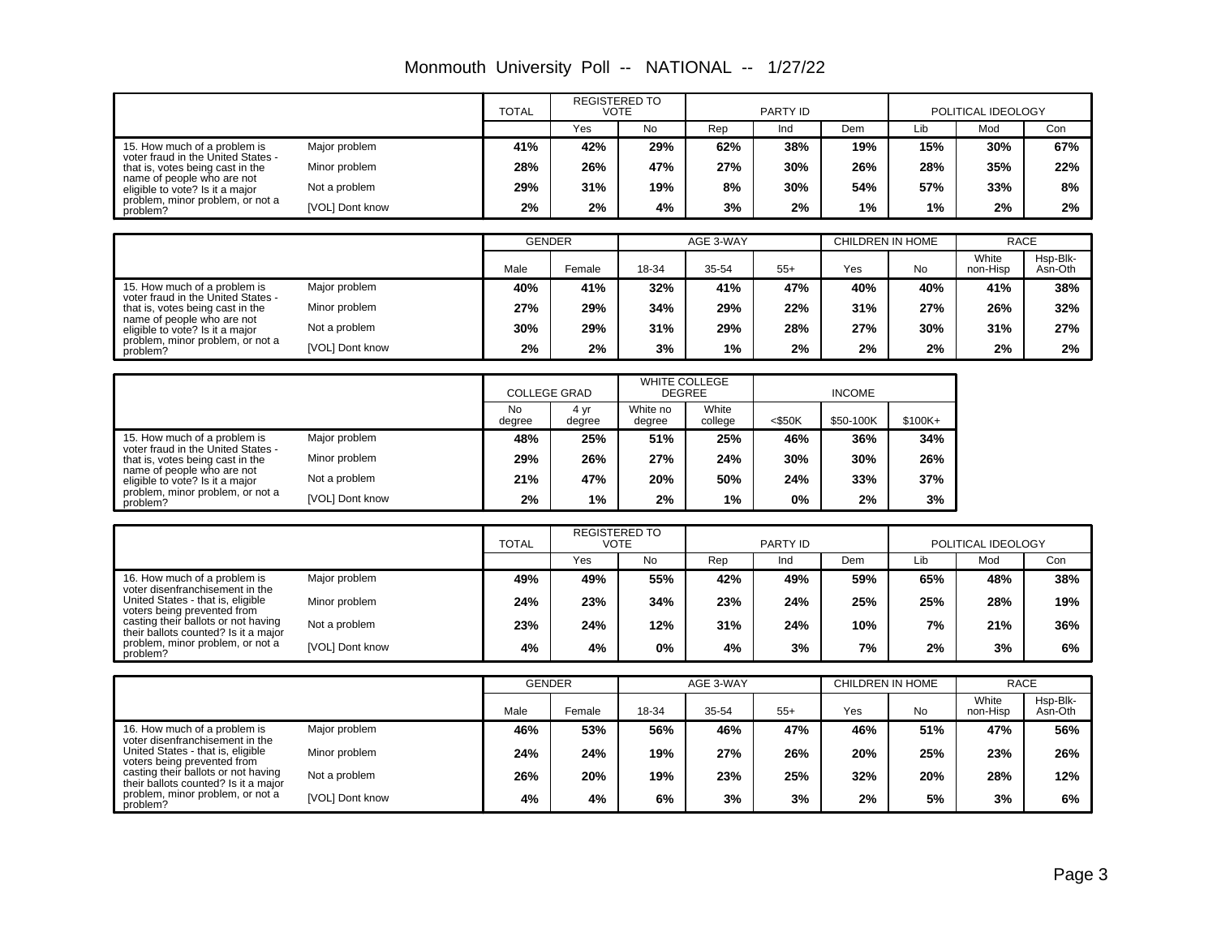Monmouth University Poll -- NATIONAL -- 1/27/22

| | | TOTAL | REGISTERED TO VOTE | | PARTY ID | | | POLITICAL IDEOLOGY | | |
|---|---|---|---|---|---|---|---|---|---|---|
| | | | Yes | No | Rep | Ind | Dem | Lib | Mod | Con |
| 15. How much of a problem is voter fraud in the United States - that is, votes being cast in the name of people who are not eligible to vote? Is it a major problem, minor problem, or not a problem? | Major problem | 41% | 42% | 29% | 62% | 38% | 19% | 15% | 30% | 67% |
| | Minor problem | 28% | 26% | 47% | 27% | 30% | 26% | 28% | 35% | 22% |
| | Not a problem | 29% | 31% | 19% | 8% | 30% | 54% | 57% | 33% | 8% |
| | [VOL] Dont know | 2% | 2% | 4% | 3% | 2% | 1% | 1% | 2% | 2% |

| | | GENDER | | AGE 3-WAY | | | CHILDREN IN HOME | | RACE | |
|---|---|---|---|---|---|---|---|---|---|---|
| | | Male | Female | 18-34 | 35-54 | 55+ | Yes | No | White non-Hisp | Hsp-Blk-Asn-Oth |
| 15. How much of a problem is voter fraud in the United States - that is, votes being cast in the name of people who are not eligible to vote? Is it a major problem, minor problem, or not a problem? | Major problem | 40% | 41% | 32% | 41% | 47% | 40% | 40% | 41% | 38% |
| | Minor problem | 27% | 29% | 34% | 29% | 22% | 31% | 27% | 26% | 32% |
| | Not a problem | 30% | 29% | 31% | 29% | 28% | 27% | 30% | 31% | 27% |
| | [VOL] Dont know | 2% | 2% | 3% | 1% | 2% | 2% | 2% | 2% | 2% |

| | | COLLEGE GRAD | | WHITE COLLEGE DEGREE | | INCOME | | |
|---|---|---|---|---|---|---|---|---|
| | | No degree | 4 yr degree | White no degree | White college | <$50K | $50-100K | $100K+ |
| 15. How much of a problem is voter fraud in the United States - that is, votes being cast in the name of people who are not eligible to vote? Is it a major problem, minor problem, or not a problem? | Major problem | 48% | 25% | 51% | 25% | 46% | 36% | 34% |
| | Minor problem | 29% | 26% | 27% | 24% | 30% | 30% | 26% |
| | Not a problem | 21% | 47% | 20% | 50% | 24% | 33% | 37% |
| | [VOL] Dont know | 2% | 1% | 2% | 1% | 0% | 2% | 3% |

| | | TOTAL | REGISTERED TO VOTE | | PARTY ID | | | POLITICAL IDEOLOGY | | |
|---|---|---|---|---|---|---|---|---|---|---|
| | | | Yes | No | Rep | Ind | Dem | Lib | Mod | Con |
| 16. How much of a problem is voter disenfranchisement in the United States - that is, eligible voters being prevented from casting their ballots or not having their ballots counted? Is it a major problem, minor problem, or not a problem? | Major problem | 49% | 49% | 55% | 42% | 49% | 59% | 65% | 48% | 38% |
| | Minor problem | 24% | 23% | 34% | 23% | 24% | 25% | 25% | 28% | 19% |
| | Not a problem | 23% | 24% | 12% | 31% | 24% | 10% | 7% | 21% | 36% |
| | [VOL] Dont know | 4% | 4% | 0% | 4% | 3% | 7% | 2% | 3% | 6% |

| | | GENDER | | AGE 3-WAY | | | CHILDREN IN HOME | | RACE | |
|---|---|---|---|---|---|---|---|---|---|---|
| | | Male | Female | 18-34 | 35-54 | 55+ | Yes | No | White non-Hisp | Hsp-Blk-Asn-Oth |
| 16. How much of a problem is voter disenfranchisement in the United States - that is, eligible voters being prevented from casting their ballots or not having their ballots counted? Is it a major problem, minor problem, or not a problem? | Major problem | 46% | 53% | 56% | 46% | 47% | 46% | 51% | 47% | 56% |
| | Minor problem | 24% | 24% | 19% | 27% | 26% | 20% | 25% | 23% | 26% |
| | Not a problem | 26% | 20% | 19% | 23% | 25% | 32% | 20% | 28% | 12% |
| | [VOL] Dont know | 4% | 4% | 6% | 3% | 3% | 2% | 5% | 3% | 6% |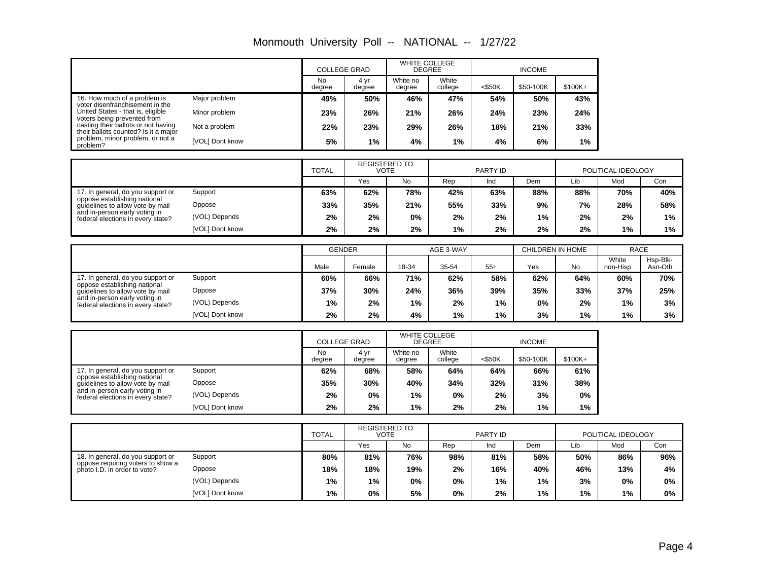# Monmouth University Poll -- NATIONAL -- 1/27/22

| | | COLLEGE GRAD | | WHITE COLLEGE DEGREE | | INCOME | | |
|---|---|---|---|---|---|---|---|---|
| | | No degree | 4 yr degree | White no degree | White college | <$50K | $50-100K | $100K+ |
| 16. How much of a problem is voter disenfranchisement in the United States - that is, eligible voters being prevented from casting their ballots or not having their ballots counted? Is it a major problem, minor problem, or not a problem? | Major problem | **49%** | **50%** | **46%** | **47%** | **54%** | **50%** | **43%** |
| | Minor problem | **23%** | **26%** | **21%** | **26%** | **24%** | **23%** | **24%** |
| | Not a problem | **22%** | **23%** | **29%** | **26%** | **18%** | **21%** | **33%** |
| | [VOL] Dont know | **5%** | **1%** | **4%** | **1%** | **4%** | **6%** | **1%** |

| | | TOTAL | REGISTERED TO VOTE | | PARTY ID | | | POLITICAL IDEOLOGY | | |
|---|---|---|---|---|---|---|---|---|---|---|
| | | | Yes | No | Rep | Ind | Dem | Lib | Mod | Con |
| 17. In general, do you support or oppose establishing national guidelines to allow vote by mail and in-person early voting in federal elections in every state? | Support | **63%** | **62%** | **78%** | **42%** | **63%** | **88%** | **88%** | **70%** | **40%** |
| | Oppose | **33%** | **35%** | **21%** | **55%** | **33%** | **9%** | **7%** | **28%** | **58%** |
| | (VOL) Depends | **2%** | **2%** | **0%** | **2%** | **2%** | **1%** | **2%** | **2%** | **1%** |
| | [VOL] Dont know | **2%** | **2%** | **2%** | **1%** | **2%** | **2%** | **2%** | **1%** | **1%** |

| | | GENDER | | AGE 3-WAY | | | CHILDREN IN HOME | | RACE | |
|---|---|---|---|---|---|---|---|---|---|---|
| | | Male | Female | 18-34 | 35-54 | 55+ | Yes | No | White non-Hisp | Hsp-Blk-Asn-Oth |
| 17. In general, do you support or oppose establishing national guidelines to allow vote by mail and in-person early voting in federal elections in every state? | Support | **60%** | **66%** | **71%** | **62%** | **58%** | **62%** | **64%** | **60%** | **70%** |
| | Oppose | **37%** | **30%** | **24%** | **36%** | **39%** | **35%** | **33%** | **37%** | **25%** |
| | (VOL) Depends | **1%** | **2%** | **1%** | **2%** | **1%** | **0%** | **2%** | **1%** | **3%** |
| | [VOL] Dont know | **2%** | **2%** | **4%** | **1%** | **1%** | **3%** | **1%** | **1%** | **3%** |

| | | COLLEGE GRAD | | WHITE COLLEGE DEGREE | | INCOME | | |
|---|---|---|---|---|---|---|---|---|
| | | No degree | 4 yr degree | White no degree | White college | <$50K | $50-100K | $100K+ |
| 17. In general, do you support or oppose establishing national guidelines to allow vote by mail and in-person early voting in federal elections in every state? | Support | **62%** | **68%** | **58%** | **64%** | **64%** | **66%** | **61%** |
| | Oppose | **35%** | **30%** | **40%** | **34%** | **32%** | **31%** | **38%** |
| | (VOL) Depends | **2%** | **0%** | **1%** | **0%** | **2%** | **3%** | **0%** |
| | [VOL] Dont know | **2%** | **2%** | **1%** | **2%** | **2%** | **1%** | **1%** |

| | | TOTAL | REGISTERED TO VOTE | | PARTY ID | | | POLITICAL IDEOLOGY | | |
|---|---|---|---|---|---|---|---|---|---|---|
| | | | Yes | No | Rep | Ind | Dem | Lib | Mod | Con |
| 18. In general, do you support or oppose requiring voters to show a photo I.D. in order to vote? | Support | **80%** | **81%** | **76%** | **98%** | **81%** | **58%** | **50%** | **86%** | **96%** |
| | Oppose | **18%** | **18%** | **19%** | **2%** | **16%** | **40%** | **46%** | **13%** | **4%** |
| | (VOL) Depends | **1%** | **1%** | **0%** | **0%** | **1%** | **1%** | **3%** | **0%** | **0%** |
| | [VOL] Dont know | **1%** | **0%** | **5%** | **0%** | **2%** | **1%** | **1%** | **1%** | **0%** |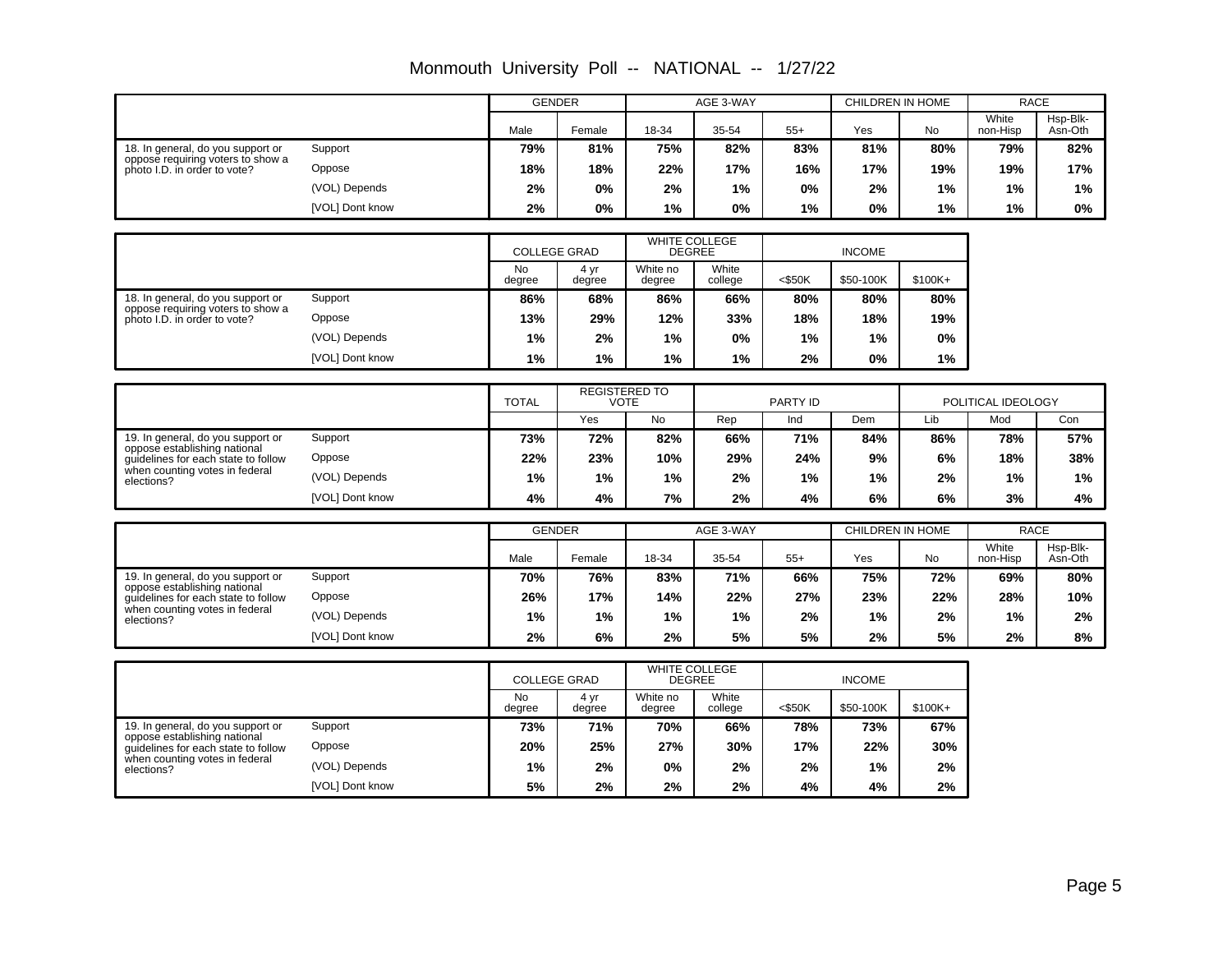# Monmouth University Poll -- NATIONAL -- 1/27/22

| | | GENDER | | AGE 3-WAY | | | CHILDREN IN HOME | | RACE | |
|---|---|---|---|---|---|---|---|---|---|---|
| | | Male | Female | 18-34 | 35-54 | 55+ | Yes | No | White non-Hisp | Hsp-Blk-Asn-Oth |
| 18. In general, do you support or oppose requiring voters to show a photo I.D. in order to vote? | Support | **79%** | **81%** | **75%** | **82%** | **83%** | **81%** | **80%** | **79%** | **82%** |
| | Oppose | **18%** | **18%** | **22%** | **17%** | **16%** | **17%** | **19%** | **19%** | **17%** |
| | (VOL) Depends | **2%** | **0%** | **2%** | **1%** | **0%** | **2%** | **1%** | **1%** | **1%** |
| | [VOL] Dont know | **2%** | **0%** | **1%** | **0%** | **1%** | **0%** | **1%** | **1%** | **0%** |

| | | COLLEGE GRAD | | WHITE COLLEGE DEGREE | | INCOME | | |
|---|---|---|---|---|---|---|---|---|
| | | No degree | 4 yr degree | White no degree | White college | <$50K | $50-100K | $100K+ |
| 18. In general, do you support or oppose requiring voters to show a photo I.D. in order to vote? | Support | **86%** | **68%** | **86%** | **66%** | **80%** | **80%** | **80%** |
| | Oppose | **13%** | **29%** | **12%** | **33%** | **18%** | **18%** | **19%** |
| | (VOL) Depends | **1%** | **2%** | **1%** | **0%** | **1%** | **1%** | **0%** |
| | [VOL] Dont know | **1%** | **1%** | **1%** | **1%** | **2%** | **0%** | **1%** |

| | | TOTAL | REGISTERED TO VOTE | | PARTY ID | | | POLITICAL IDEOLOGY | | |
|---|---|---|---|---|---|---|---|---|---|---|
| | | | Yes | No | Rep | Ind | Dem | Lib | Mod | Con |
| 19. In general, do you support or oppose establishing national guidelines for each state to follow when counting votes in federal elections? | Support | **73%** | **72%** | **82%** | **66%** | **71%** | **84%** | **86%** | **78%** | **57%** |
| | Oppose | **22%** | **23%** | **10%** | **29%** | **24%** | **9%** | **6%** | **18%** | **38%** |
| | (VOL) Depends | **1%** | **1%** | **1%** | **2%** | **1%** | **1%** | **2%** | **1%** | **1%** |
| | [VOL] Dont know | **4%** | **4%** | **7%** | **2%** | **4%** | **6%** | **6%** | **3%** | **4%** |

| | | GENDER | | AGE 3-WAY | | | CHILDREN IN HOME | | RACE | |
|---|---|---|---|---|---|---|---|---|---|---|
| | | Male | Female | 18-34 | 35-54 | 55+ | Yes | No | White non-Hisp | Hsp-Blk-Asn-Oth |
| 19. In general, do you support or oppose establishing national guidelines for each state to follow when counting votes in federal elections? | Support | **70%** | **76%** | **83%** | **71%** | **66%** | **75%** | **72%** | **69%** | **80%** |
| | Oppose | **26%** | **17%** | **14%** | **22%** | **27%** | **23%** | **22%** | **28%** | **10%** |
| | (VOL) Depends | **1%** | **1%** | **1%** | **1%** | **2%** | **1%** | **2%** | **1%** | **2%** |
| | [VOL] Dont know | **2%** | **6%** | **2%** | **5%** | **5%** | **2%** | **5%** | **2%** | **8%** |

| | | COLLEGE GRAD | | WHITE COLLEGE DEGREE | | INCOME | | |
|---|---|---|---|---|---|---|---|---|
| | | No degree | 4 yr degree | White no degree | White college | <$50K | $50-100K | $100K+ |
| 19. In general, do you support or oppose establishing national guidelines for each state to follow when counting votes in federal elections? | Support | **73%** | **71%** | **70%** | **66%** | **78%** | **73%** | **67%** |
| | Oppose | **20%** | **25%** | **27%** | **30%** | **17%** | **22%** | **30%** |
| | (VOL) Depends | **1%** | **2%** | **0%** | **2%** | **2%** | **1%** | **2%** |
| | [VOL] Dont know | **5%** | **2%** | **2%** | **2%** | **4%** | **4%** | **2%** |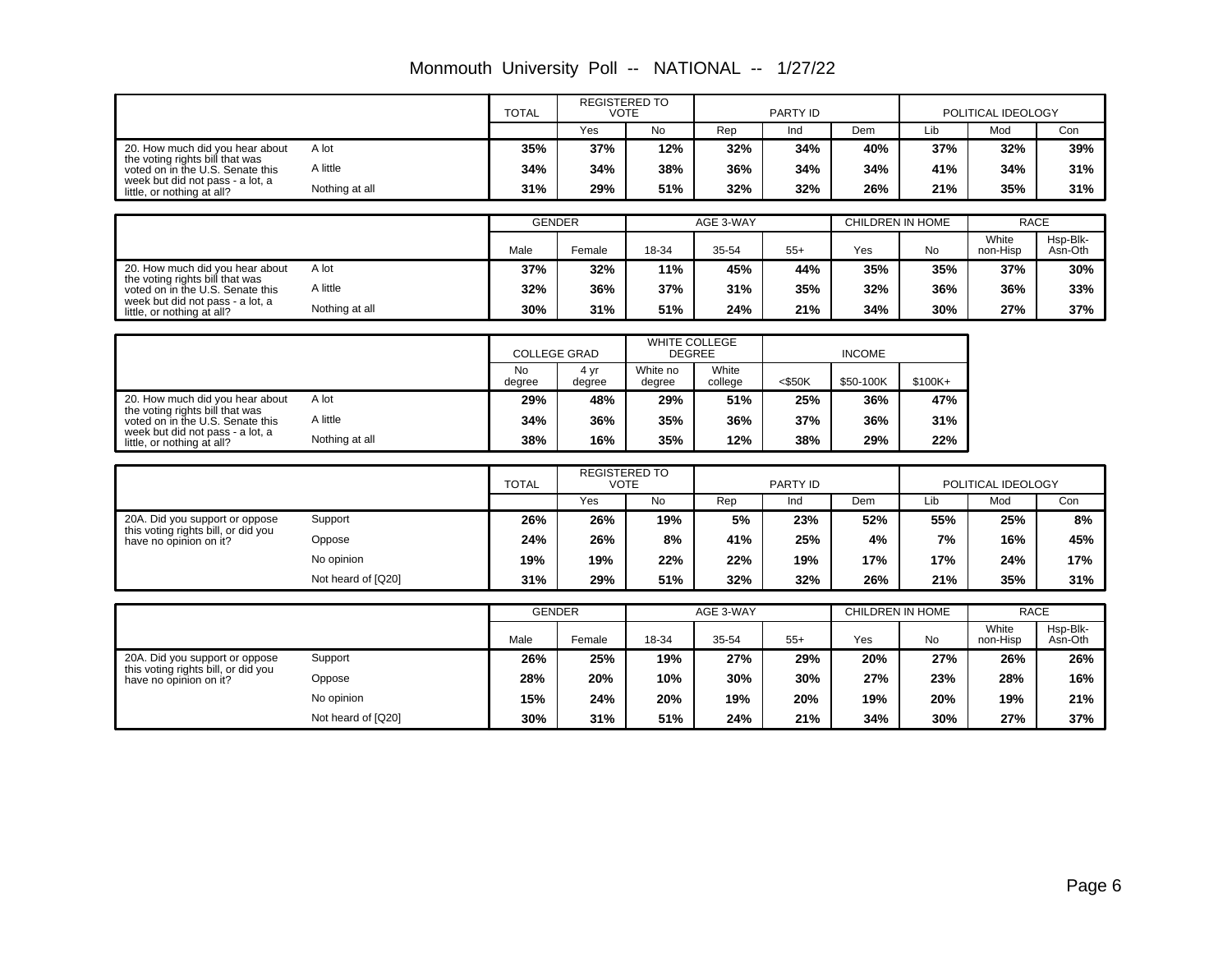# Monmouth University Poll -- NATIONAL -- 1/27/22

| | | TOTAL | REGISTERED TO VOTE | | PARTY ID | | | POLITICAL IDEOLOGY | | |
|---|---|---|---|---|---|---|---|---|---|---|
| | | | Yes | No | Rep | Ind | Dem | Lib | Mod | Con |
| 20. How much did you hear about the voting rights bill that was voted on in the U.S. Senate this week but did not pass - a lot, a little, or nothing at all? | A lot | **35%** | **37%** | **12%** | **32%** | **34%** | **40%** | **37%** | **32%** | **39%** |
| | A little | **34%** | **34%** | **38%** | **36%** | **34%** | **34%** | **41%** | **34%** | **31%** |
| | Nothing at all | **31%** | **29%** | **51%** | **32%** | **32%** | **26%** | **21%** | **35%** | **31%** |

| | | GENDER | | AGE 3-WAY | | | CHILDREN IN HOME | | RACE | |
|---|---|---|---|---|---|---|---|---|---|---|
| | | Male | Female | 18-34 | 35-54 | 55+ | Yes | No | White non-Hisp | Hsp-Blk-Asn-Oth |
| 20. How much did you hear about the voting rights bill that was voted on in the U.S. Senate this week but did not pass - a lot, a little, or nothing at all? | A lot | **37%** | **32%** | **11%** | **45%** | **44%** | **35%** | **35%** | **37%** | **30%** |
| | A little | **32%** | **36%** | **37%** | **31%** | **35%** | **32%** | **36%** | **36%** | **33%** |
| | Nothing at all | **30%** | **31%** | **51%** | **24%** | **21%** | **34%** | **30%** | **27%** | **37%** |

| | | COLLEGE GRAD | | WHITE COLLEGE DEGREE | | INCOME | | |
|---|---|---|---|---|---|---|---|---|
| | | No degree | 4 yr degree | White no degree | White college | <$50K | $50-100K | $100K+ |
| 20. How much did you hear about the voting rights bill that was voted on in the U.S. Senate this week but did not pass - a lot, a little, or nothing at all? | A lot | **29%** | **48%** | **29%** | **51%** | **25%** | **36%** | **47%** |
| | A little | **34%** | **36%** | **35%** | **36%** | **37%** | **36%** | **31%** |
| | Nothing at all | **38%** | **16%** | **35%** | **12%** | **38%** | **29%** | **22%** |

| | | TOTAL | REGISTERED TO VOTE | | PARTY ID | | | POLITICAL IDEOLOGY | | |
|---|---|---|---|---|---|---|---|---|---|---|
| | | | Yes | No | Rep | Ind | Dem | Lib | Mod | Con |
| 20A. Did you support or oppose this voting rights bill, or did you have no opinion on it? | Support | **26%** | **26%** | **19%** | **5%** | **23%** | **52%** | **55%** | **25%** | **8%** |
| | Oppose | **24%** | **26%** | **8%** | **41%** | **25%** | **4%** | **7%** | **16%** | **45%** |
| | No opinion | **19%** | **19%** | **22%** | **22%** | **19%** | **17%** | **17%** | **24%** | **17%** |
| | Not heard of [Q20] | **31%** | **29%** | **51%** | **32%** | **32%** | **26%** | **21%** | **35%** | **31%** |

| | | GENDER | | AGE 3-WAY | | | CHILDREN IN HOME | | RACE | |
|---|---|---|---|---|---|---|---|---|---|---|
| | | Male | Female | 18-34 | 35-54 | 55+ | Yes | No | White non-Hisp | Hsp-Blk-Asn-Oth |
| 20A. Did you support or oppose this voting rights bill, or did you have no opinion on it? | Support | **26%** | **25%** | **19%** | **27%** | **29%** | **20%** | **27%** | **26%** | **26%** |
| | Oppose | **28%** | **20%** | **10%** | **30%** | **30%** | **27%** | **23%** | **28%** | **16%** |
| | No opinion | **15%** | **24%** | **20%** | **19%** | **20%** | **19%** | **20%** | **19%** | **21%** |
| | Not heard of [Q20] | **30%** | **31%** | **51%** | **24%** | **21%** | **34%** | **30%** | **27%** | **37%** |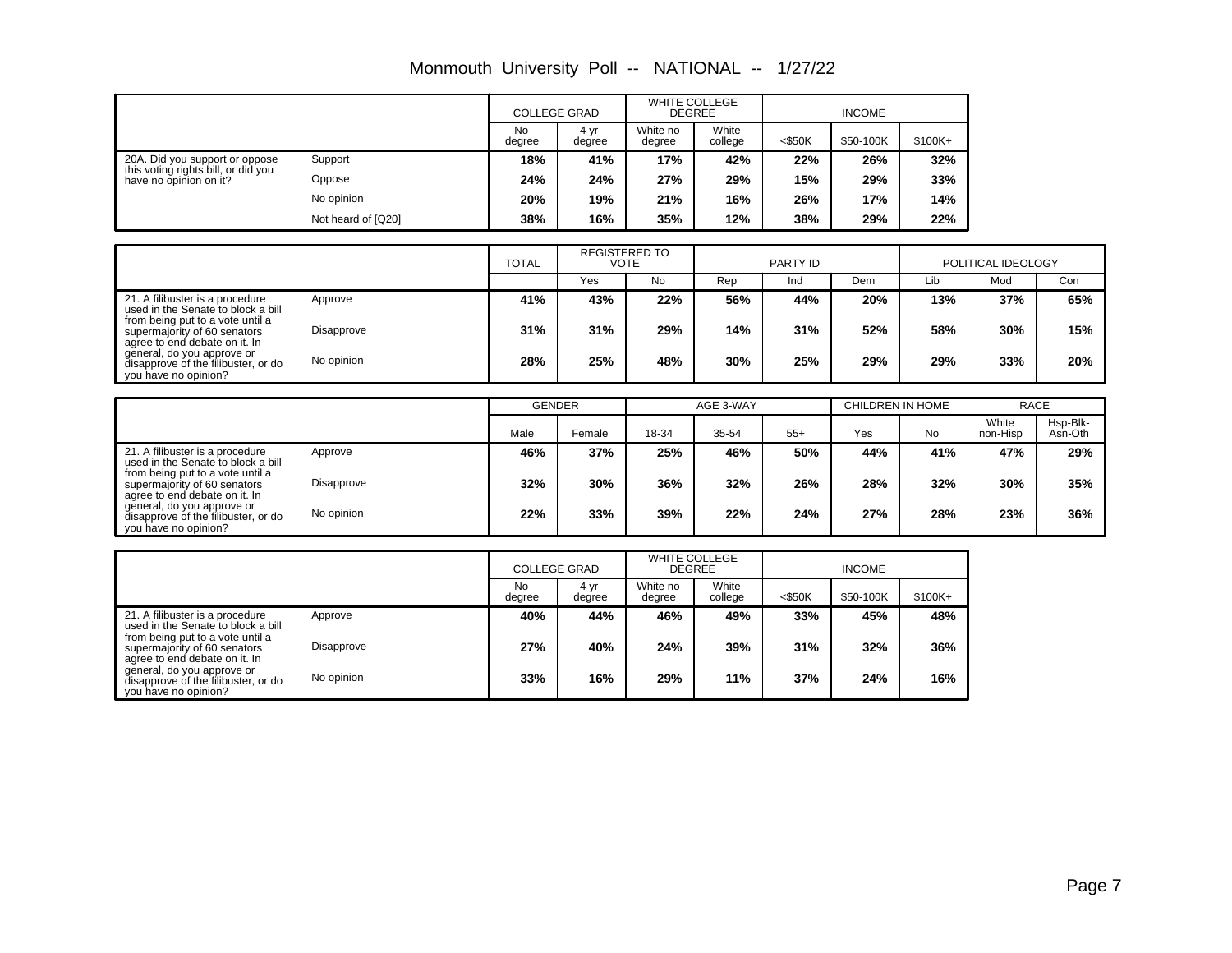# Monmouth University Poll -- NATIONAL -- 1/27/22

| | | COLLEGE GRAD | | WHITE COLLEGE DEGREE | | INCOME | | |
|---|---|---|---|---|---|---|---|---|
| | | No degree | 4 yr degree | White no degree | White college | <$50K | $50-100K | $100K+ |
| 20A. Did you support or oppose this voting rights bill, or did you have no opinion on it? | Support | **18%** | **41%** | **17%** | **42%** | **22%** | **26%** | **32%** |
| | Oppose | **24%** | **24%** | **27%** | **29%** | **15%** | **29%** | **33%** |
| | No opinion | **20%** | **19%** | **21%** | **16%** | **26%** | **17%** | **14%** |
| | Not heard of [Q20] | **38%** | **16%** | **35%** | **12%** | **38%** | **29%** | **22%** |

| | | TOTAL | REGISTERED TO VOTE | | PARTY ID | | | POLITICAL IDEOLOGY | | |
|---|---|---|---|---|---|---|---|---|---|---|
| | | | Yes | No | Rep | Ind | Dem | Lib | Mod | Con |
| 21. A filibuster is a procedure used in the Senate to block a bill from being put to a vote until a supermajority of 60 senators agree to end debate on it. In general, do you approve or disapprove of the filibuster, or do you have no opinion? | Approve | **41%** | **43%** | **22%** | **56%** | **44%** | **20%** | **13%** | **37%** | **65%** |
| | Disapprove | **31%** | **31%** | **29%** | **14%** | **31%** | **52%** | **58%** | **30%** | **15%** |
| | No opinion | **28%** | **25%** | **48%** | **30%** | **25%** | **29%** | **29%** | **33%** | **20%** |

| | | GENDER | | AGE 3-WAY | | | CHILDREN IN HOME | | RACE | |
|---|---|---|---|---|---|---|---|---|---|---|
| | | Male | Female | 18-34 | 35-54 | 55+ | Yes | No | White non-Hisp | Hsp-Blk-Asn-Oth |
| 21. A filibuster is a procedure used in the Senate to block a bill from being put to a vote until a supermajority of 60 senators agree to end debate on it. In general, do you approve or disapprove of the filibuster, or do you have no opinion? | Approve | **46%** | **37%** | **25%** | **46%** | **50%** | **44%** | **41%** | **47%** | **29%** |
| | Disapprove | **32%** | **30%** | **36%** | **32%** | **26%** | **28%** | **32%** | **30%** | **35%** |
| | No opinion | **22%** | **33%** | **39%** | **22%** | **24%** | **27%** | **28%** | **23%** | **36%** |

| | | COLLEGE GRAD | | WHITE COLLEGE DEGREE | | INCOME | | |
|---|---|---|---|---|---|---|---|---|
| | | No degree | 4 yr degree | White no degree | White college | <$50K | $50-100K | $100K+ |
| 21. A filibuster is a procedure used in the Senate to block a bill from being put to a vote until a supermajority of 60 senators agree to end debate on it. In general, do you approve or disapprove of the filibuster, or do you have no opinion? | Approve | **40%** | **44%** | **46%** | **49%** | **33%** | **45%** | **48%** |
| | Disapprove | **27%** | **40%** | **24%** | **39%** | **31%** | **32%** | **36%** |
| | No opinion | **33%** | **16%** | **29%** | **11%** | **37%** | **24%** | **16%** |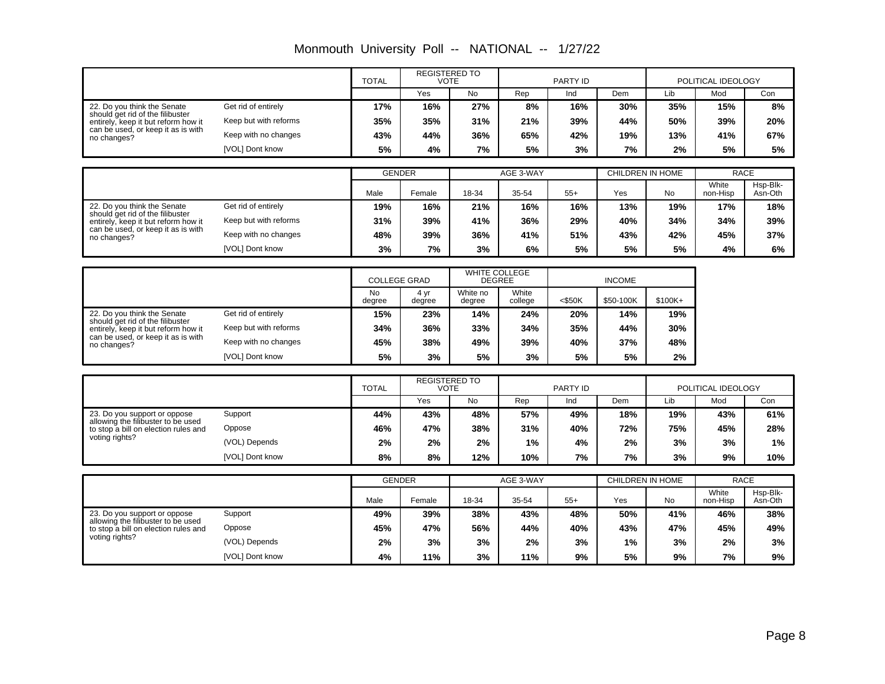# Monmouth University Poll -- NATIONAL -- 1/27/22

| | | TOTAL | REGISTERED TO VOTE | | PARTY ID | | | POLITICAL IDEOLOGY | | |
|---|---|---|---|---|---|---|---|---|---|---|
| | | | Yes | No | Rep | Ind | Dem | Lib | Mod | Con |
| 22. Do you think the Senate should get rid of the filibuster entirely, keep it but reform how it can be used, or keep it as is with no changes? | Get rid of entirely | **17%** | **16%** | **27%** | **8%** | **16%** | **30%** | **35%** | **15%** | **8%** |
| | Keep but with reforms | **35%** | **35%** | **31%** | **21%** | **39%** | **44%** | **50%** | **39%** | **20%** |
| | Keep with no changes | **43%** | **44%** | **36%** | **65%** | **42%** | **19%** | **13%** | **41%** | **67%** |
| | [VOL] Dont know | **5%** | **4%** | **7%** | **5%** | **3%** | **7%** | **2%** | **5%** | **5%** |

| | | GENDER | | AGE 3-WAY | | | CHILDREN IN HOME | | RACE | |
|---|---|---|---|---|---|---|---|---|---|---|
| | | Male | Female | 18-34 | 35-54 | 55+ | Yes | No | White non-Hisp | Hsp-Blk-Asn-Oth |
| 22. Do you think the Senate should get rid of the filibuster entirely, keep it but reform how it can be used, or keep it as is with no changes? | Get rid of entirely | **19%** | **16%** | **21%** | **16%** | **16%** | **13%** | **19%** | **17%** | **18%** |
| | Keep but with reforms | **31%** | **39%** | **41%** | **36%** | **29%** | **40%** | **34%** | **34%** | **39%** |
| | Keep with no changes | **48%** | **39%** | **36%** | **41%** | **51%** | **43%** | **42%** | **45%** | **37%** |
| | [VOL] Dont know | **3%** | **7%** | **3%** | **6%** | **5%** | **5%** | **5%** | **4%** | **6%** |

| | | COLLEGE GRAD | | WHITE COLLEGE DEGREE | | INCOME | | |
|---|---|---|---|---|---|---|---|---|
| | | No degree | 4 yr degree | White no degree | White college | <$50K | $50-100K | $100K+ |
| 22. Do you think the Senate should get rid of the filibuster entirely, keep it but reform how it can be used, or keep it as is with no changes? | Get rid of entirely | **15%** | **23%** | **14%** | **24%** | **20%** | **14%** | **19%** |
| | Keep but with reforms | **34%** | **36%** | **33%** | **34%** | **35%** | **44%** | **30%** |
| | Keep with no changes | **45%** | **38%** | **49%** | **39%** | **40%** | **37%** | **48%** |
| | [VOL] Dont know | **5%** | **3%** | **5%** | **3%** | **5%** | **5%** | **2%** |

| | | TOTAL | REGISTERED TO VOTE | | PARTY ID | | | POLITICAL IDEOLOGY | | |
|---|---|---|---|---|---|---|---|---|---|---|
| | | | Yes | No | Rep | Ind | Dem | Lib | Mod | Con |
| 23. Do you support or oppose allowing the filibuster to be used to stop a bill on election rules and voting rights? | Support | **44%** | **43%** | **48%** | **57%** | **49%** | **18%** | **19%** | **43%** | **61%** |
| | Oppose | **46%** | **47%** | **38%** | **31%** | **40%** | **72%** | **75%** | **45%** | **28%** |
| | (VOL) Depends | **2%** | **2%** | **2%** | **1%** | **4%** | **2%** | **3%** | **3%** | **1%** |
| | [VOL] Dont know | **8%** | **8%** | **12%** | **10%** | **7%** | **7%** | **3%** | **9%** | **10%** |

| | | GENDER | | AGE 3-WAY | | | CHILDREN IN HOME | | RACE | |
|---|---|---|---|---|---|---|---|---|---|---|
| | | Male | Female | 18-34 | 35-54 | 55+ | Yes | No | White non-Hisp | Hsp-Blk-Asn-Oth |
| 23. Do you support or oppose allowing the filibuster to be used to stop a bill on election rules and voting rights? | Support | **49%** | **39%** | **38%** | **43%** | **48%** | **50%** | **41%** | **46%** | **38%** |
| | Oppose | **45%** | **47%** | **56%** | **44%** | **40%** | **43%** | **47%** | **45%** | **49%** |
| | (VOL) Depends | **2%** | **3%** | **3%** | **2%** | **3%** | **1%** | **3%** | **2%** | **3%** |
| | [VOL] Dont know | **4%** | **11%** | **3%** | **11%** | **9%** | **5%** | **9%** | **7%** | **9%** |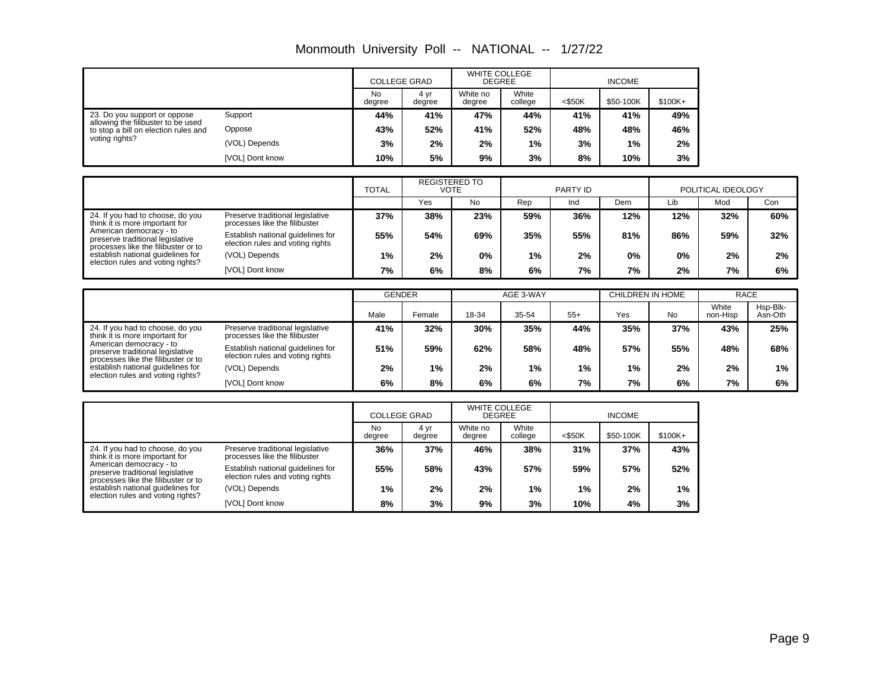# Monmouth University Poll -- NATIONAL -- 1/27/22

| | | COLLEGE GRAD | | WHITE COLLEGE DEGREE | | INCOME | | |
|---|---|---|---|---|---|---|---|---|
| | | No degree | 4 yr degree | White no degree | White college | <$50K | $50-100K | $100K+ |
| 23. Do you support or oppose allowing the filibuster to be used to stop a bill on election rules and voting rights? | Support | **44%** | **41%** | **47%** | **44%** | **41%** | **41%** | **49%** |
| | Oppose | **43%** | **52%** | **41%** | **52%** | **48%** | **48%** | **46%** |
| | (VOL) Depends | **3%** | **2%** | **2%** | **1%** | **3%** | **1%** | **2%** |
| | [VOL] Dont know | **10%** | **5%** | **9%** | **3%** | **8%** | **10%** | **3%** |

| | | TOTAL | REGISTERED TO VOTE | | PARTY ID | | | POLITICAL IDEOLOGY | | |
|---|---|---|---|---|---|---|---|---|---|---|
| | | | Yes | No | Rep | Ind | Dem | Lib | Mod | Con |
| 24. If you had to choose, do you think it is more important for American democracy - to preserve traditional legislative processes like the filibuster or to establish national guidelines for election rules and voting rights? | Preserve traditional legislative processes like the filibuster | **37%** | **38%** | **23%** | **59%** | **36%** | **12%** | **12%** | **32%** | **60%** |
| | Establish national guidelines for election rules and voting rights | **55%** | **54%** | **69%** | **35%** | **55%** | **81%** | **86%** | **59%** | **32%** |
| | (VOL) Depends | **1%** | **2%** | **0%** | **1%** | **2%** | **0%** | **0%** | **2%** | **2%** |
| | [VOL] Dont know | **7%** | **6%** | **8%** | **6%** | **7%** | **7%** | **2%** | **7%** | **6%** |

| | | GENDER | | AGE 3-WAY | | | CHILDREN IN HOME | | RACE | |
|---|---|---|---|---|---|---|---|---|---|---|
| | | Male | Female | 18-34 | 35-54 | 55+ | Yes | No | White non-Hisp | Hsp-Blk-Asn-Oth |
| 24. If you had to choose, do you think it is more important for American democracy - to preserve traditional legislative processes like the filibuster or to establish national guidelines for election rules and voting rights? | Preserve traditional legislative processes like the filibuster | **41%** | **32%** | **30%** | **35%** | **44%** | **35%** | **37%** | **43%** | **25%** |
| | Establish national guidelines for election rules and voting rights | **51%** | **59%** | **62%** | **58%** | **48%** | **57%** | **55%** | **48%** | **68%** |
| | (VOL) Depends | **2%** | **1%** | **2%** | **1%** | **1%** | **1%** | **2%** | **2%** | **1%** |
| | [VOL] Dont know | **6%** | **8%** | **6%** | **6%** | **7%** | **7%** | **6%** | **7%** | **6%** |

| | | COLLEGE GRAD | | WHITE COLLEGE DEGREE | | INCOME | | |
|---|---|---|---|---|---|---|---|---|
| | | No degree | 4 yr degree | White no degree | White college | <$50K | $50-100K | $100K+ |
| 24. If you had to choose, do you think it is more important for American democracy - to preserve traditional legislative processes like the filibuster or to establish national guidelines for election rules and voting rights? | Preserve traditional legislative processes like the filibuster | **36%** | **37%** | **46%** | **38%** | **31%** | **37%** | **43%** |
| | Establish national guidelines for election rules and voting rights | **55%** | **58%** | **43%** | **57%** | **59%** | **57%** | **52%** |
| | (VOL) Depends | **1%** | **2%** | **2%** | **1%** | **1%** | **2%** | **1%** |
| | [VOL] Dont know | **8%** | **3%** | **9%** | **3%** | **10%** | **4%** | **3%** |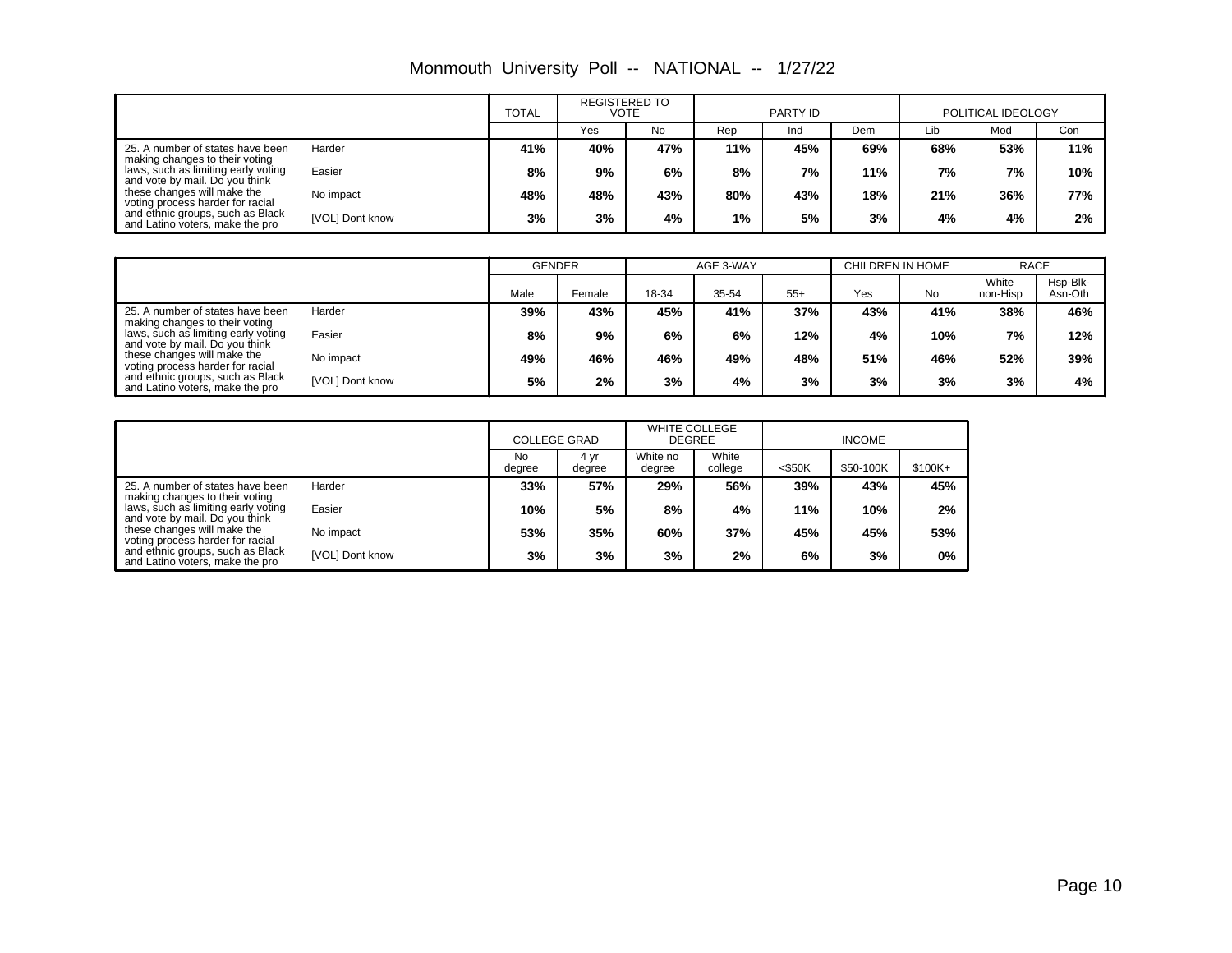# Monmouth University Poll -- NATIONAL -- 1/27/22

| | | TOTAL | REGISTERED TO VOTE | | PARTY ID | | | POLITICAL IDEOLOGY | | |
|---|---|---|---|---|---|---|---|---|---|---|
| | | | Yes | No | Rep | Ind | Dem | Lib | Mod | Con |
| 25. A number of states have been making changes to their voting laws, such as limiting early voting and vote by mail. Do you think these changes will make the voting process harder for racial and ethnic groups, such as Black and Latino voters, make the pro | Harder | **41%** | **40%** | **47%** | **11%** | **45%** | **69%** | **68%** | **53%** | **11%** |
| | Easier | **8%** | **9%** | **6%** | **8%** | **7%** | **11%** | **7%** | **7%** | **10%** |
| | No impact | **48%** | **48%** | **43%** | **80%** | **43%** | **18%** | **21%** | **36%** | **77%** |
| | [VOL] Dont know | **3%** | **3%** | **4%** | **1%** | **5%** | **3%** | **4%** | **4%** | **2%** |

| | | GENDER | | AGE 3-WAY | | | CHILDREN IN HOME | | RACE | |
|---|---|---|---|---|---|---|---|---|---|---|
| | | Male | Female | 18-34 | 35-54 | 55+ | Yes | No | White non-Hisp | Hsp-Blk-Asn-Oth |
| 25. A number of states have been making changes to their voting laws, such as limiting early voting and vote by mail. Do you think these changes will make the voting process harder for racial and ethnic groups, such as Black and Latino voters, make the pro | Harder | **39%** | **43%** | **45%** | **41%** | **37%** | **43%** | **41%** | **38%** | **46%** |
| | Easier | **8%** | **9%** | **6%** | **6%** | **12%** | **4%** | **10%** | **7%** | **12%** |
| | No impact | **49%** | **46%** | **46%** | **49%** | **48%** | **51%** | **46%** | **52%** | **39%** |
| | [VOL] Dont know | **5%** | **2%** | **3%** | **4%** | **3%** | **3%** | **3%** | **3%** | **4%** |

| | | COLLEGE GRAD | | WHITE COLLEGE DEGREE | | INCOME | | |
|---|---|---|---|---|---|---|---|---|
| | | No degree | 4 yr degree | White no degree | White college | <$50K | $50-100K | $100K+ |
| 25. A number of states have been making changes to their voting laws, such as limiting early voting and vote by mail. Do you think these changes will make the voting process harder for racial and ethnic groups, such as Black and Latino voters, make the pro | Harder | **33%** | **57%** | **29%** | **56%** | **39%** | **43%** | **45%** |
| | Easier | **10%** | **5%** | **8%** | **4%** | **11%** | **10%** | **2%** |
| | No impact | **53%** | **35%** | **60%** | **37%** | **45%** | **45%** | **53%** |
| | [VOL] Dont know | **3%** | **3%** | **3%** | **2%** | **6%** | **3%** | **0%** |